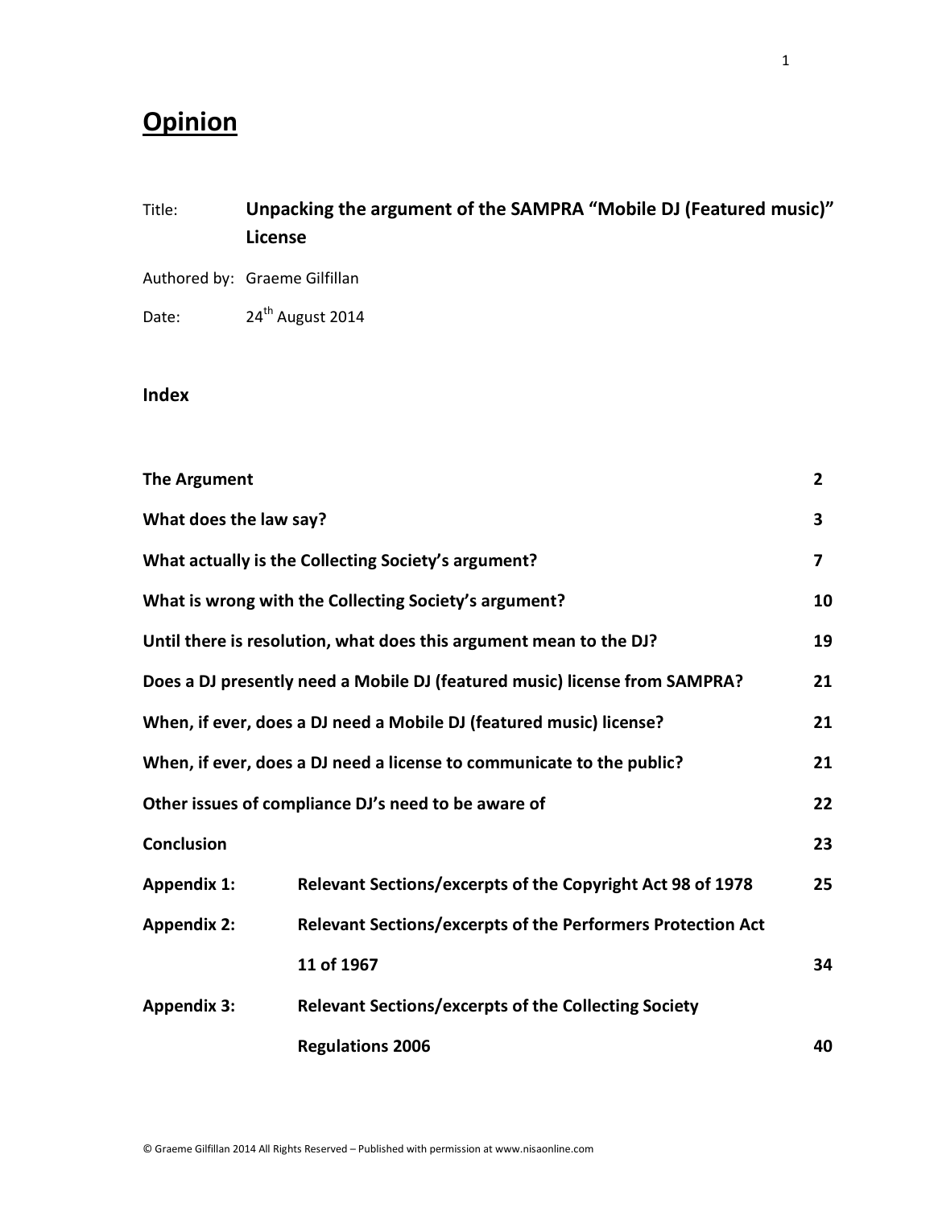# Opinion

Title: **Unpacking the argument of the SAMPRA "Mobile DJ (Featured music)" License**

Authored by: Graeme Gilfillan

Date: 24th August 2014

## Index

| | | |
|---|---|---|
| **The Argument** | | **2** |
| **What does the law say?** | | **3** |
| **What actually is the Collecting Society's argument?** | | **7** |
| **What is wrong with the Collecting Society's argument?** | | **10** |
| **Until there is resolution, what does this argument mean to the DJ?** | | **19** |
| **Does a DJ presently need a Mobile DJ (featured music) license from SAMPRA?** | | **21** |
| **When, if ever, does a DJ need a Mobile DJ (featured music) license?** | | **21** |
| **When, if ever, does a DJ need a license to communicate to the public?** | | **21** |
| **Other issues of compliance DJ's need to be aware of** | | **22** |
| **Conclusion** | | **23** |
| **Appendix 1:** | **Relevant Sections/excerpts of the Copyright Act 98 of 1978** | **25** |
| **Appendix 2:** | **Relevant Sections/excerpts of the Performers Protection Act 11 of 1967** | **34** |
| **Appendix 3:** | **Relevant Sections/excerpts of the Collecting Society Regulations 2006** | **40** |

© Graeme Gilfillan 2014 All Rights Reserved – Published with permission at www.nisaonline.com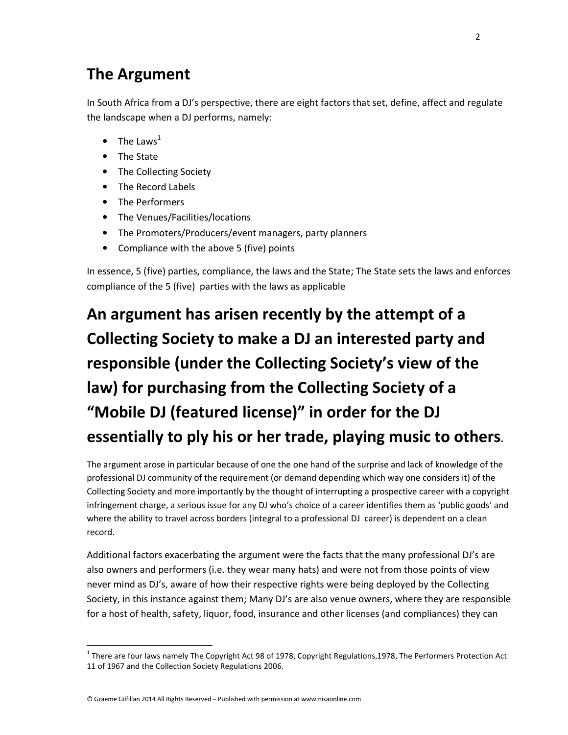## The Argument

In South Africa from a DJ's perspective, there are eight factors that set, define, affect and regulate the landscape when a DJ performs, namely:

- The Laws[1]
- The State
- The Collecting Society
- The Record Labels
- The Performers
- The Venues/Facilities/locations
- The Promoters/Producers/event managers, party planners
- Compliance with the above 5 (five) points

In essence, 5 (five) parties, compliance, the laws and the State; The State sets the laws and enforces compliance of the 5 (five) parties with the laws as applicable

# An argument has arisen recently by the attempt of a Collecting Society to make a DJ an interested party and responsible (under the Collecting Society's view of the law) for purchasing from the Collecting Society of a "Mobile DJ (featured license)" in order for the DJ essentially to ply his or her trade, playing music to others.

The argument arose in particular because of one the one hand of the surprise and lack of knowledge of the professional DJ community of the requirement (or demand depending which way one considers it) of the Collecting Society and more importantly by the thought of interrupting a prospective career with a copyright infringement charge, a serious issue for any DJ who's choice of a career identifies them as 'public goods' and where the ability to travel across borders (integral to a professional DJ career) is dependent on a clean record.

Additional factors exacerbating the argument were the facts that the many professional DJ's are also owners and performers (i.e. they wear many hats) and were not from those points of view never mind as DJ's, aware of how their respective rights were being deployed by the Collecting Society, in this instance against them; Many DJ's are also venue owners, where they are responsible for a host of health, safety, liquor, food, insurance and other licenses (and compliances) they can

[1] There are four laws namely The Copyright Act 98 of 1978, Copyright Regulations,1978, The Performers Protection Act 11 of 1967 and the Collection Society Regulations 2006.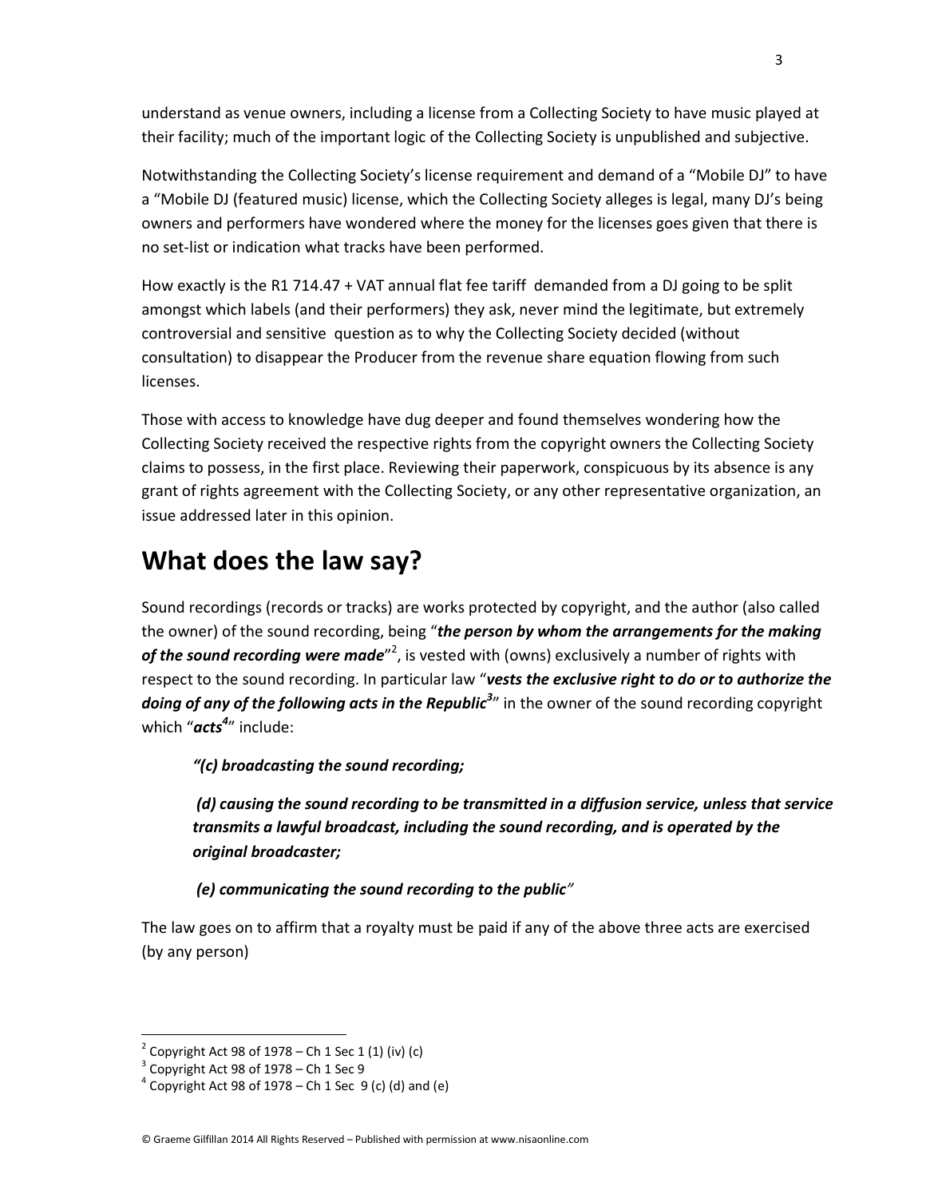understand as venue owners, including a license from a Collecting Society to have music played at their facility; much of the important logic of the Collecting Society is unpublished and subjective.

Notwithstanding the Collecting Society's license requirement and demand of a "Mobile DJ" to have a "Mobile DJ (featured music) license, which the Collecting Society alleges is legal, many DJ's being owners and performers have wondered where the money for the licenses goes given that there is no set-list or indication what tracks have been performed.

How exactly is the R1 714.47 + VAT annual flat fee tariff demanded from a DJ going to be split amongst which labels (and their performers) they ask, never mind the legitimate, but extremely controversial and sensitive question as to why the Collecting Society decided (without consultation) to disappear the Producer from the revenue share equation flowing from such licenses.

Those with access to knowledge have dug deeper and found themselves wondering how the Collecting Society received the respective rights from the copyright owners the Collecting Society claims to possess, in the first place. Reviewing their paperwork, conspicuous by its absence is any grant of rights agreement with the Collecting Society, or any other representative organization, an issue addressed later in this opinion.

# What does the law say?

Sound recordings (records or tracks) are works protected by copyright, and the author (also called the owner) of the sound recording, being "***the person by whom the arrangements for the making of the sound recording were made***"[2], is vested with (owns) exclusively a number of rights with respect to the sound recording. In particular law "***vests the exclusive right to do or to authorize the doing of any of the following acts in the Republic***[3]" in the owner of the sound recording copyright which "***acts***[4]" include:

> ***"(c) broadcasting the sound recording;***
>
> ***(d) causing the sound recording to be transmitted in a diffusion service, unless that service transmits a lawful broadcast, including the sound recording, and is operated by the original broadcaster;***
>
> ***(e) communicating the sound recording to the public"***

The law goes on to affirm that a royalty must be paid if any of the above three acts are exercised (by any person)

---

[2] Copyright Act 98 of 1978 – Ch 1 Sec 1 (1) (iv) (c)

[3] Copyright Act 98 of 1978 – Ch 1 Sec 9

[4] Copyright Act 98 of 1978 – Ch 1 Sec 9 (c) (d) and (e)

© Graeme Gilfillan 2014 All Rights Reserved – Published with permission at www.nisaonline.com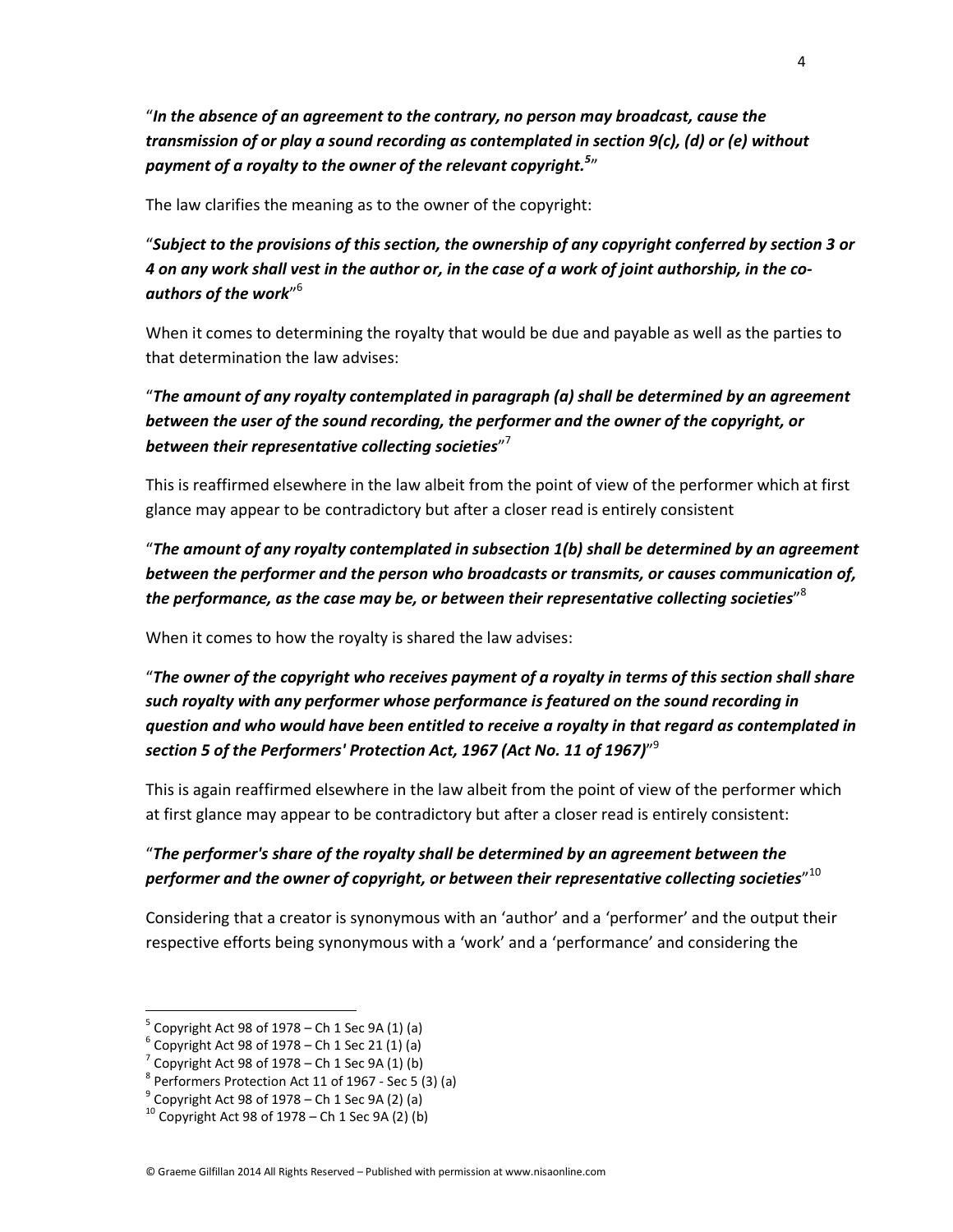"***In the absence of an agreement to the contrary, no person may broadcast, cause the transmission of or play a sound recording as contemplated in section 9(c), (d) or (e) without payment of a royalty to the owner of the relevant copyright.***[5]"

The law clarifies the meaning as to the owner of the copyright:

"***Subject to the provisions of this section, the ownership of any copyright conferred by section 3 or 4 on any work shall vest in the author or, in the case of a work of joint authorship, in the co-authors of the work***"[6]

When it comes to determining the royalty that would be due and payable as well as the parties to that determination the law advises:

"***The amount of any royalty contemplated in paragraph (a) shall be determined by an agreement between the user of the sound recording, the performer and the owner of the copyright, or between their representative collecting societies***"[7]

This is reaffirmed elsewhere in the law albeit from the point of view of the performer which at first glance may appear to be contradictory but after a closer read is entirely consistent

"***The amount of any royalty contemplated in subsection 1(b) shall be determined by an agreement between the performer and the person who broadcasts or transmits, or causes communication of, the performance, as the case may be, or between their representative collecting societies***"[8]

When it comes to how the royalty is shared the law advises:

"***The owner of the copyright who receives payment of a royalty in terms of this section shall share such royalty with any performer whose performance is featured on the sound recording in question and who would have been entitled to receive a royalty in that regard as contemplated in section 5 of the Performers' Protection Act, 1967 (Act No. 11 of 1967)***"[9]

This is again reaffirmed elsewhere in the law albeit from the point of view of the performer which at first glance may appear to be contradictory but after a closer read is entirely consistent:

"***The performer's share of the royalty shall be determined by an agreement between the performer and the owner of copyright, or between their representative collecting societies***"[10]

Considering that a creator is synonymous with an 'author' and a 'performer' and the output their respective efforts being synonymous with a 'work' and a 'performance' and considering the

---

[5] Copyright Act 98 of 1978 – Ch 1 Sec 9A (1) (a)

[6] Copyright Act 98 of 1978 – Ch 1 Sec 21 (1) (a)

[7] Copyright Act 98 of 1978 – Ch 1 Sec 9A (1) (b)

[8] Performers Protection Act 11 of 1967 - Sec 5 (3) (a)

[9] Copyright Act 98 of 1978 – Ch 1 Sec 9A (2) (a)

[10] Copyright Act 98 of 1978 – Ch 1 Sec 9A (2) (b)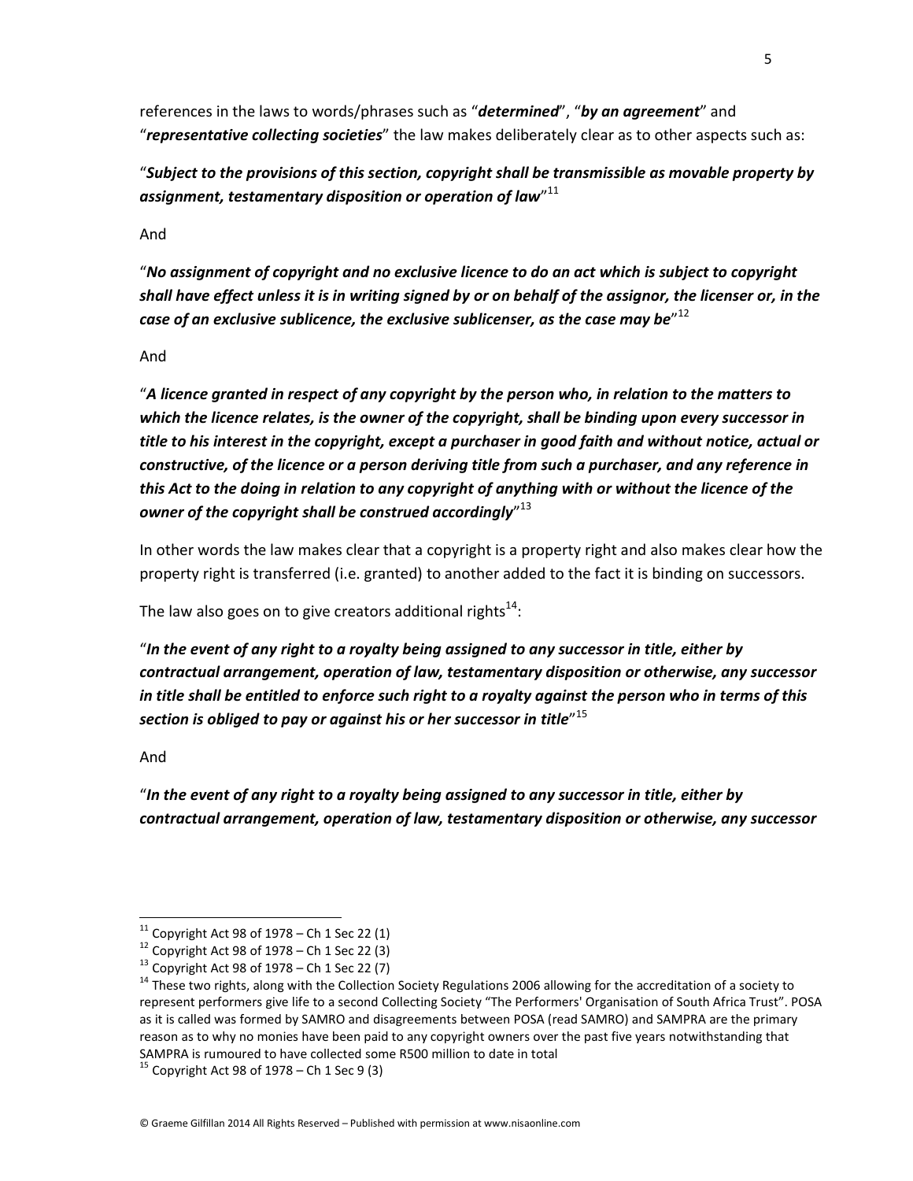references in the laws to words/phrases such as "***determined***", "***by an agreement***" and "***representative collecting societies***" the law makes deliberately clear as to other aspects such as:

"***Subject to the provisions of this section, copyright shall be transmissible as movable property by assignment, testamentary disposition or operation of law***"[11]

And

"***No assignment of copyright and no exclusive licence to do an act which is subject to copyright shall have effect unless it is in writing signed by or on behalf of the assignor, the licenser or, in the case of an exclusive sublicence, the exclusive sublicenser, as the case may be***"[12]

And

"***A licence granted in respect of any copyright by the person who, in relation to the matters to which the licence relates, is the owner of the copyright, shall be binding upon every successor in title to his interest in the copyright, except a purchaser in good faith and without notice, actual or constructive, of the licence or a person deriving title from such a purchaser, and any reference in this Act to the doing in relation to any copyright of anything with or without the licence of the owner of the copyright shall be construed accordingly***"[13]

In other words the law makes clear that a copyright is a property right and also makes clear how the property right is transferred (i.e. granted) to another added to the fact it is binding on successors.

The law also goes on to give creators additional rights[14]:

"***In the event of any right to a royalty being assigned to any successor in title, either by contractual arrangement, operation of law, testamentary disposition or otherwise, any successor in title shall be entitled to enforce such right to a royalty against the person who in terms of this section is obliged to pay or against his or her successor in title***"[15]

And

"***In the event of any right to a royalty being assigned to any successor in title, either by contractual arrangement, operation of law, testamentary disposition or otherwise, any successor***

---

[11] Copyright Act 98 of 1978 – Ch 1 Sec 22 (1)

[12] Copyright Act 98 of 1978 – Ch 1 Sec 22 (3)

[13] Copyright Act 98 of 1978 – Ch 1 Sec 22 (7)

[14] These two rights, along with the Collection Society Regulations 2006 allowing for the accreditation of a society to represent performers give life to a second Collecting Society "The Performers' Organisation of South Africa Trust". POSA as it is called was formed by SAMRO and disagreements between POSA (read SAMRO) and SAMPRA are the primary reason as to why no monies have been paid to any copyright owners over the past five years notwithstanding that SAMPRA is rumoured to have collected some R500 million to date in total

[15] Copyright Act 98 of 1978 – Ch 1 Sec 9 (3)

© Graeme Gilfillan 2014 All Rights Reserved – Published with permission at www.nisaonline.com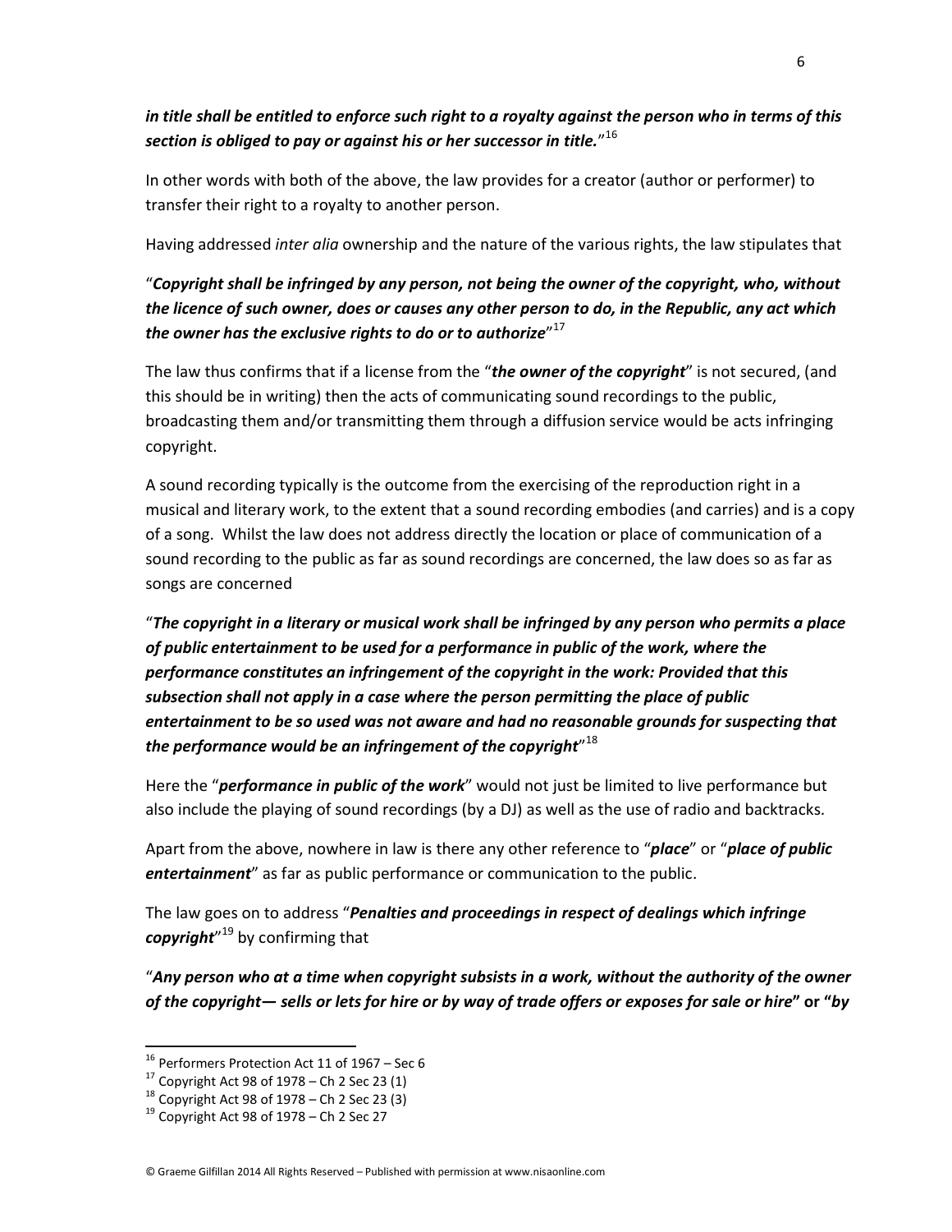***in title shall be entitled to enforce such right to a royalty against the person who in terms of this section is obliged to pay or against his or her successor in title.***"[16]

In other words with both of the above, the law provides for a creator (author or performer) to transfer their right to a royalty to another person.

Having addressed *inter alia* ownership and the nature of the various rights, the law stipulates that

"***Copyright shall be infringed by any person, not being the owner of the copyright, who, without the licence of such owner, does or causes any other person to do, in the Republic, any act which the owner has the exclusive rights to do or to authorize***"[17]

The law thus confirms that if a license from the "***the owner of the copyright***" is not secured, (and this should be in writing) then the acts of communicating sound recordings to the public, broadcasting them and/or transmitting them through a diffusion service would be acts infringing copyright.

A sound recording typically is the outcome from the exercising of the reproduction right in a musical and literary work, to the extent that a sound recording embodies (and carries) and is a copy of a song. Whilst the law does not address directly the location or place of communication of a sound recording to the public as far as sound recordings are concerned, the law does so as far as songs are concerned

"***The copyright in a literary or musical work shall be infringed by any person who permits a place of public entertainment to be used for a performance in public of the work, where the performance constitutes an infringement of the copyright in the work: Provided that this subsection shall not apply in a case where the person permitting the place of public entertainment to be so used was not aware and had no reasonable grounds for suspecting that the performance would be an infringement of the copyright***"[18]

Here the "***performance in public of the work***" would not just be limited to live performance but also include the playing of sound recordings (by a DJ) as well as the use of radio and backtracks.

Apart from the above, nowhere in law is there any other reference to "***place***" or "***place of public entertainment***" as far as public performance or communication to the public.

The law goes on to address "***Penalties and proceedings in respect of dealings which infringe copyright***"[19] by confirming that

"***Any person who at a time when copyright subsists in a work, without the authority of the owner of the copyright— sells or lets for hire or by way of trade offers or exposes for sale or hire*" or "*by***

---

[16] Performers Protection Act 11 of 1967 – Sec 6

[17] Copyright Act 98 of 1978 – Ch 2 Sec 23 (1)

[18] Copyright Act 98 of 1978 – Ch 2 Sec 23 (3)

[19] Copyright Act 98 of 1978 – Ch 2 Sec 27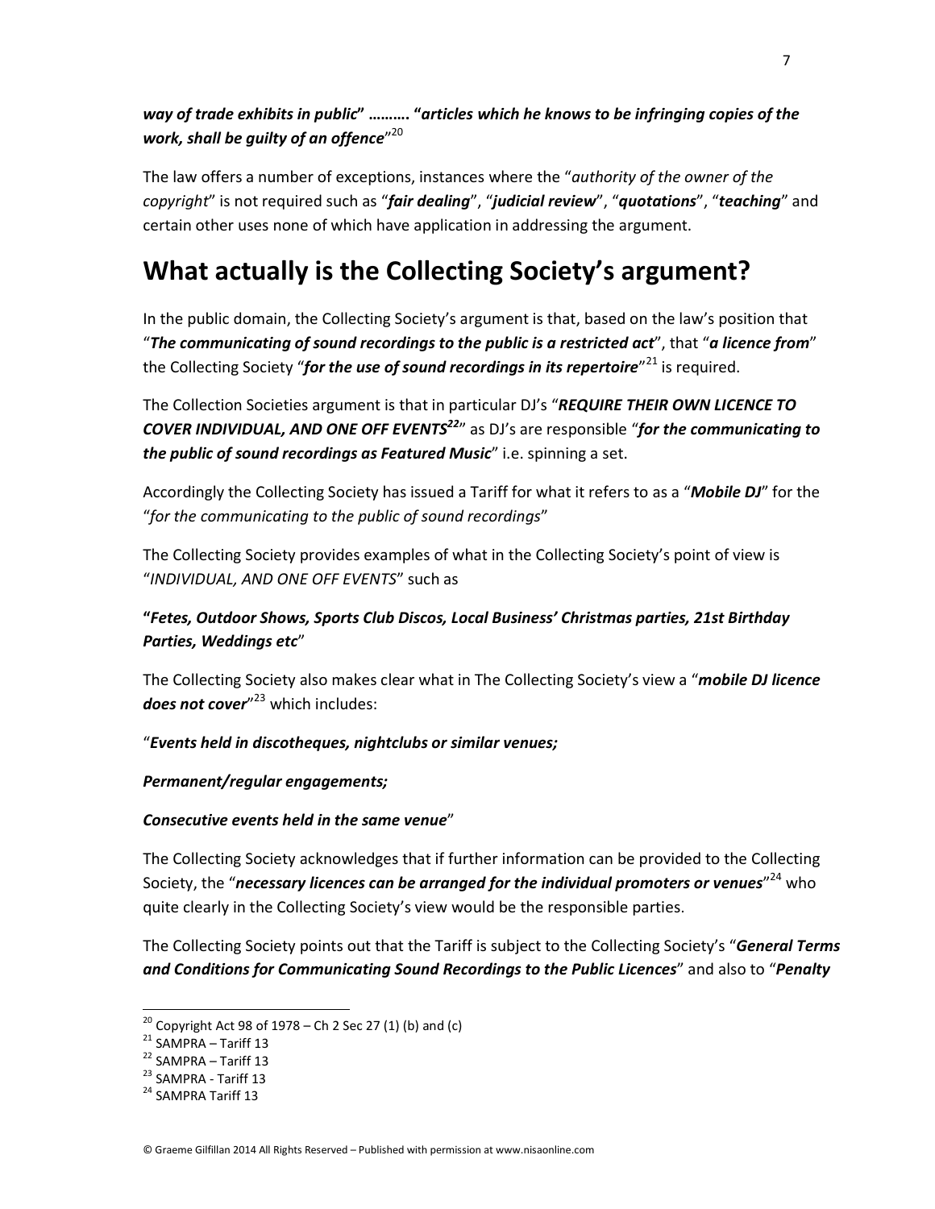***way of trade exhibits in public*" ………. "*articles which he knows to be infringing copies of the work, shall be guilty of an offence*"[20]**

The law offers a number of exceptions, instances where the "*authority of the owner of the copyright*" is not required such as "***fair dealing***", "***judicial review***", "***quotations***", "***teaching***" and certain other uses none of which have application in addressing the argument.

# What actually is the Collecting Society's argument?

In the public domain, the Collecting Society's argument is that, based on the law's position that "***The communicating of sound recordings to the public is a restricted act***", that "***a licence from***" the Collecting Society "***for the use of sound recordings in its repertoire***"[21] is required.

The Collection Societies argument is that in particular DJ's "***REQUIRE THEIR OWN LICENCE TO COVER INDIVIDUAL, AND ONE OFF EVENTS***[22]" as DJ's are responsible "***for the communicating to the public of sound recordings as Featured Music***" i.e. spinning a set.

Accordingly the Collecting Society has issued a Tariff for what it refers to as a "***Mobile DJ***" for the "*for the communicating to the public of sound recordings*"

The Collecting Society provides examples of what in the Collecting Society's point of view is "*INDIVIDUAL, AND ONE OFF EVENTS*" such as

**"*Fetes, Outdoor Shows, Sports Club Discos, Local Business' Christmas parties, 21st Birthday Parties, Weddings etc*"**

The Collecting Society also makes clear what in The Collecting Society's view a "***mobile DJ licence does not cover***"[23] which includes:

"***Events held in discotheques, nightclubs or similar venues;***

***Permanent/regular engagements;***

***Consecutive events held in the same venue***"

The Collecting Society acknowledges that if further information can be provided to the Collecting Society, the "***necessary licences can be arranged for the individual promoters or venues***"[24] who quite clearly in the Collecting Society's view would be the responsible parties.

The Collecting Society points out that the Tariff is subject to the Collecting Society's "***General Terms and Conditions for Communicating Sound Recordings to the Public Licences***" and also to "***Penalty***

---

[20] Copyright Act 98 of 1978 – Ch 2 Sec 27 (1) (b) and (c)

[21] SAMPRA – Tariff 13

[22] SAMPRA – Tariff 13

[23] SAMPRA - Tariff 13

[24] SAMPRA Tariff 13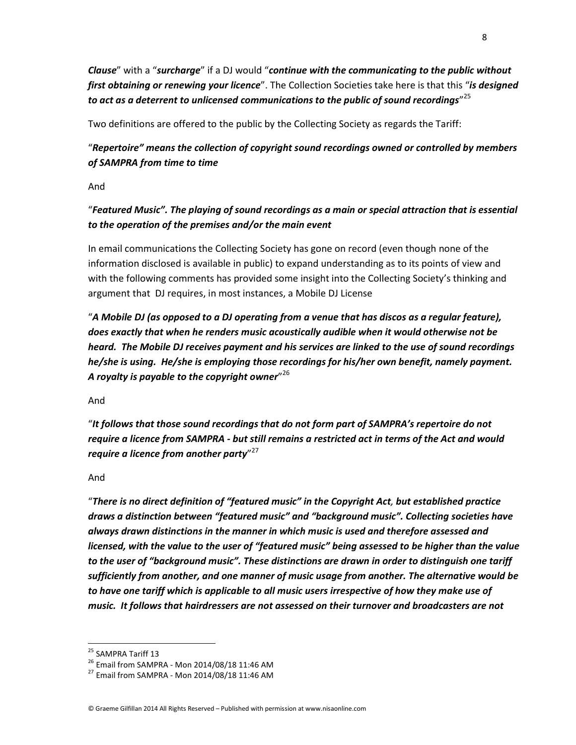***Clause***" with a "***surcharge***" if a DJ would "***continue with the communicating to the public without first obtaining or renewing your licence***". The Collection Societies take here is that this "***is designed to act as a deterrent to unlicensed communications to the public of sound recordings***"[25]

Two definitions are offered to the public by the Collecting Society as regards the Tariff:

"***Repertoire" means the collection of copyright sound recordings owned or controlled by members of SAMPRA from time to time***

And

"***Featured Music". The playing of sound recordings as a main or special attraction that is essential to the operation of the premises and/or the main event***

In email communications the Collecting Society has gone on record (even though none of the information disclosed is available in public) to expand understanding as to its points of view and with the following comments has provided some insight into the Collecting Society's thinking and argument that DJ requires, in most instances, a Mobile DJ License

"***A Mobile DJ (as opposed to a DJ operating from a venue that has discos as a regular feature), does exactly that when he renders music acoustically audible when it would otherwise not be heard. The Mobile DJ receives payment and his services are linked to the use of sound recordings he/she is using. He/she is employing those recordings for his/her own benefit, namely payment. A royalty is payable to the copyright owner***"[26]

And

"***It follows that those sound recordings that do not form part of SAMPRA's repertoire do not require a licence from SAMPRA - but still remains a restricted act in terms of the Act and would require a licence from another party***"[27]

And

"***There is no direct definition of "featured music" in the Copyright Act, but established practice draws a distinction between "featured music" and "background music". Collecting societies have always drawn distinctions in the manner in which music is used and therefore assessed and licensed, with the value to the user of "featured music" being assessed to be higher than the value to the user of "background music". These distinctions are drawn in order to distinguish one tariff sufficiently from another, and one manner of music usage from another. The alternative would be to have one tariff which is applicable to all music users irrespective of how they make use of music. It follows that hairdressers are not assessed on their turnover and broadcasters are not***

---

[25] SAMPRA Tariff 13

[26] Email from SAMPRA - Mon 2014/08/18 11:46 AM

[27] Email from SAMPRA - Mon 2014/08/18 11:46 AM

© Graeme Gilfillan 2014 All Rights Reserved – Published with permission at www.nisaonline.com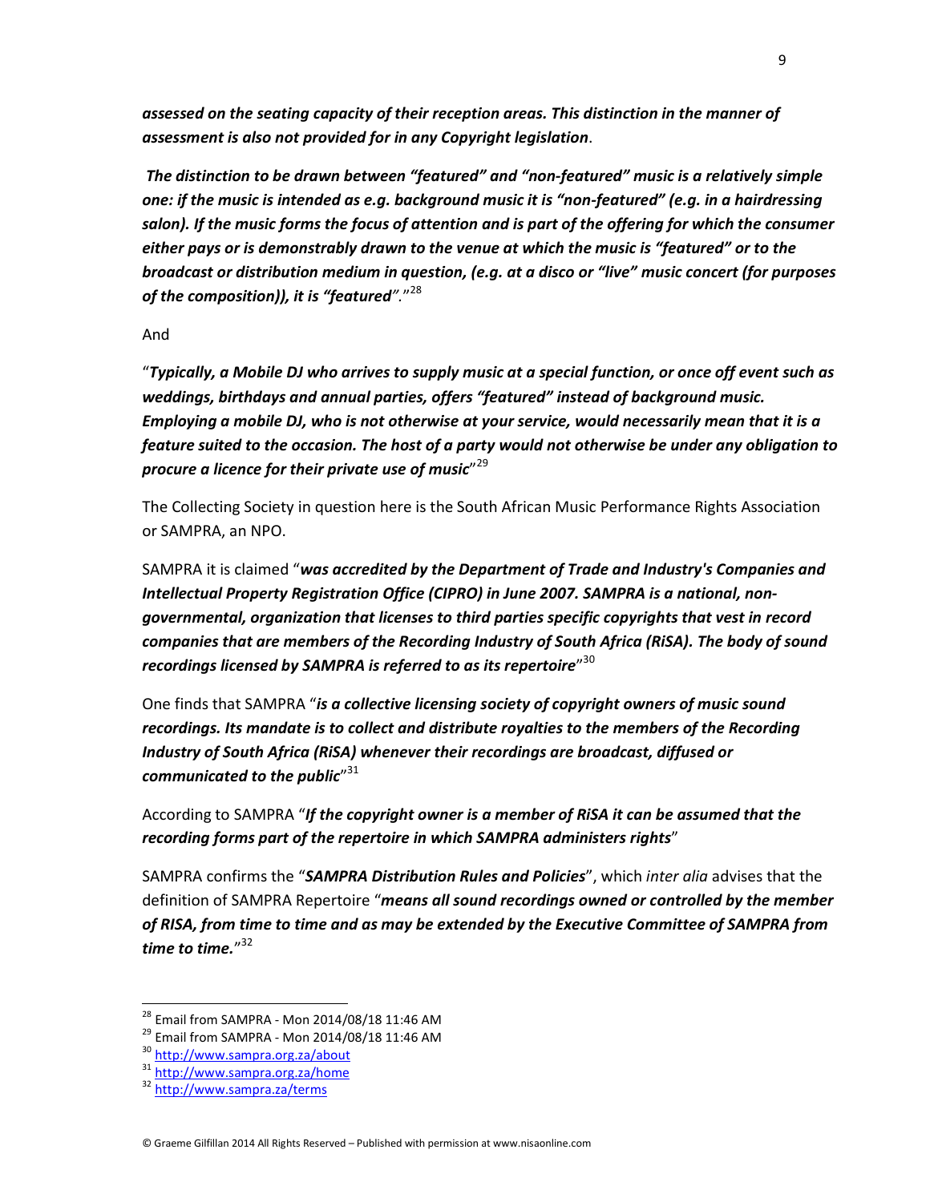***assessed on the seating capacity of their reception areas. This distinction in the manner of assessment is also not provided for in any Copyright legislation***.

***The distinction to be drawn between "featured" and "non-featured" music is a relatively simple one: if the music is intended as e.g. background music it is "non-featured" (e.g. in a hairdressing salon). If the music forms the focus of attention and is part of the offering for which the consumer either pays or is demonstrably drawn to the venue at which the music is "featured" or to the broadcast or distribution medium in question, (e.g. at a disco or "live" music concert (for purposes of the composition)), it is "featured"***."[28]

And

"***Typically, a Mobile DJ who arrives to supply music at a special function, or once off event such as weddings, birthdays and annual parties, offers "featured" instead of background music. Employing a mobile DJ, who is not otherwise at your service, would necessarily mean that it is a feature suited to the occasion. The host of a party would not otherwise be under any obligation to procure a licence for their private use of music***"[29]

The Collecting Society in question here is the South African Music Performance Rights Association or SAMPRA, an NPO.

SAMPRA it is claimed "***was accredited by the Department of Trade and Industry's Companies and Intellectual Property Registration Office (CIPRO) in June 2007. SAMPRA is a national, non-governmental, organization that licenses to third parties specific copyrights that vest in record companies that are members of the Recording Industry of South Africa (RiSA). The body of sound recordings licensed by SAMPRA is referred to as its repertoire***"[30]

One finds that SAMPRA "***is a collective licensing society of copyright owners of music sound recordings. Its mandate is to collect and distribute royalties to the members of the Recording Industry of South Africa (RiSA) whenever their recordings are broadcast, diffused or communicated to the public***"[31]

According to SAMPRA "***If the copyright owner is a member of RiSA it can be assumed that the recording forms part of the repertoire in which SAMPRA administers rights***"

SAMPRA confirms the "***SAMPRA Distribution Rules and Policies***", which *inter alia* advises that the definition of SAMPRA Repertoire "***means all sound recordings owned or controlled by the member of RISA, from time to time and as may be extended by the Executive Committee of SAMPRA from time to time.***"[32]

---

[28] Email from SAMPRA - Mon 2014/08/18 11:46 AM

[29] Email from SAMPRA - Mon 2014/08/18 11:46 AM

[30] http://www.sampra.org.za/about

[31] http://www.sampra.org.za/home

[32] http://www.sampra.za/terms

© Graeme Gilfillan 2014 All Rights Reserved – Published with permission at www.nisaonline.com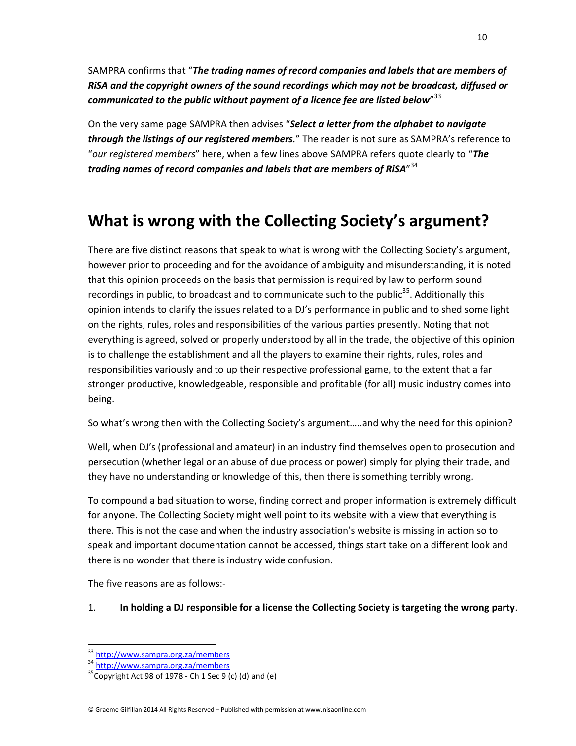SAMPRA confirms that "***The trading names of record companies and labels that are members of RiSA and the copyright owners of the sound recordings which may not be broadcast, diffused or communicated to the public without payment of a licence fee are listed below***"[33]

On the very same page SAMPRA then advises "***Select a letter from the alphabet to navigate through the listings of our registered members.***" The reader is not sure as SAMPRA's reference to "*our registered members*" here, when a few lines above SAMPRA refers quote clearly to "***The trading names of record companies and labels that are members of RiSA***"[34]

# What is wrong with the Collecting Society's argument?

There are five distinct reasons that speak to what is wrong with the Collecting Society's argument, however prior to proceeding and for the avoidance of ambiguity and misunderstanding, it is noted that this opinion proceeds on the basis that permission is required by law to perform sound recordings in public, to broadcast and to communicate such to the public[35]. Additionally this opinion intends to clarify the issues related to a DJ's performance in public and to shed some light on the rights, rules, roles and responsibilities of the various parties presently. Noting that not everything is agreed, solved or properly understood by all in the trade, the objective of this opinion is to challenge the establishment and all the players to examine their rights, rules, roles and responsibilities variously and to up their respective professional game, to the extent that a far stronger productive, knowledgeable, responsible and profitable (for all) music industry comes into being.

So what's wrong then with the Collecting Society's argument…..and why the need for this opinion?

Well, when DJ's (professional and amateur) in an industry find themselves open to prosecution and persecution (whether legal or an abuse of due process or power) simply for plying their trade, and they have no understanding or knowledge of this, then there is something terribly wrong.

To compound a bad situation to worse, finding correct and proper information is extremely difficult for anyone. The Collecting Society might well point to its website with a view that everything is there. This is not the case and when the industry association's website is missing in action so to speak and important documentation cannot be accessed, things start take on a different look and there is no wonder that there is industry wide confusion.

The five reasons are as follows:-

1. **In holding a DJ responsible for a license the Collecting Society is targeting the wrong party**.

---

[33] http://www.sampra.org.za/members

[34] http://www.sampra.org.za/members

[35] Copyright Act 98 of 1978 - Ch 1 Sec 9 (c) (d) and (e)

© Graeme Gilfillan 2014 All Rights Reserved – Published with permission at www.nisaonline.com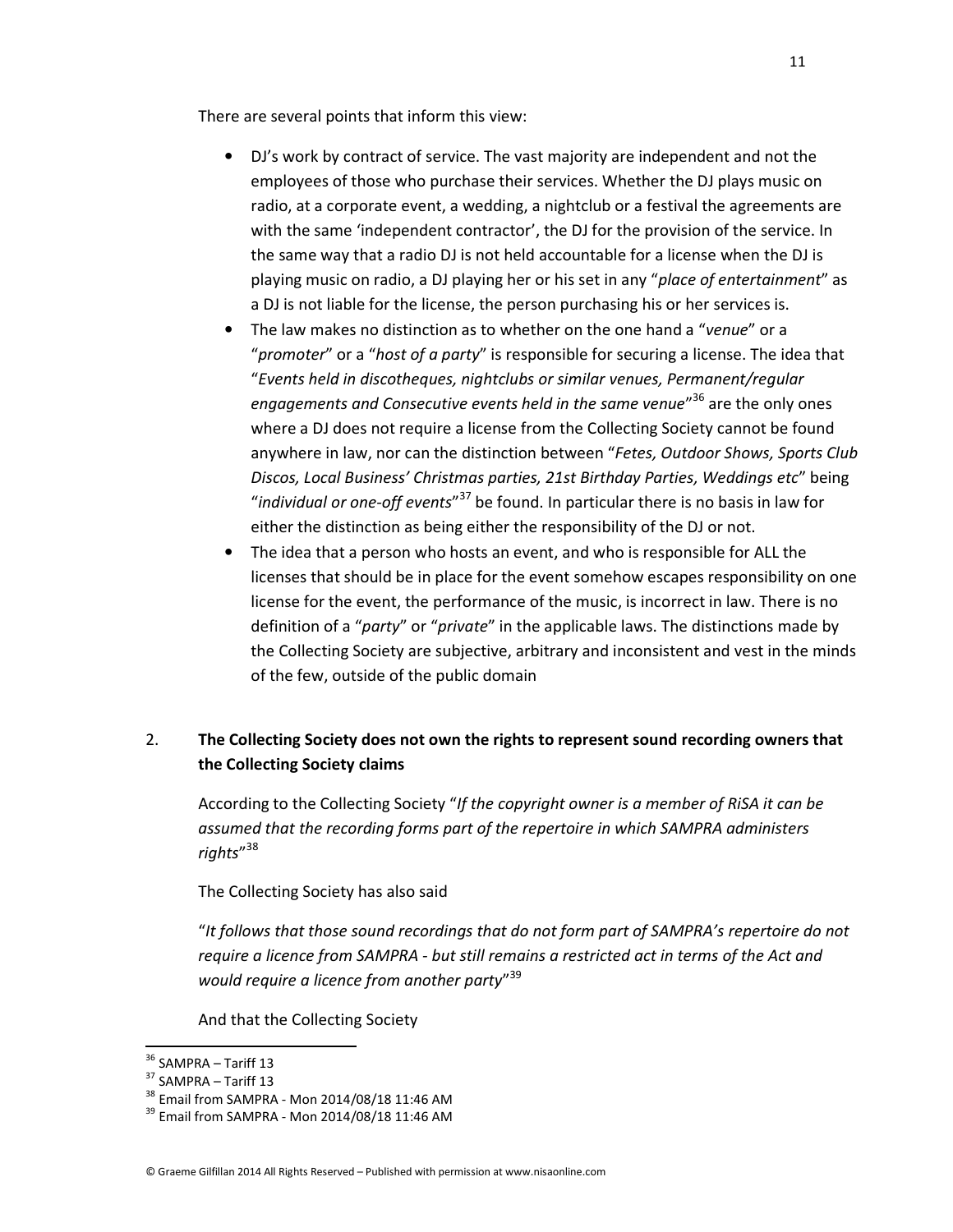There are several points that inform this view:

- DJ's work by contract of service. The vast majority are independent and not the employees of those who purchase their services. Whether the DJ plays music on radio, at a corporate event, a wedding, a nightclub or a festival the agreements are with the same 'independent contractor', the DJ for the provision of the service. In the same way that a radio DJ is not held accountable for a license when the DJ is playing music on radio, a DJ playing her or his set in any "*place of entertainment*" as a DJ is not liable for the license, the person purchasing his or her services is.
- The law makes no distinction as to whether on the one hand a "*venue*" or a "*promoter*" or a "*host of a party*" is responsible for securing a license. The idea that "*Events held in discotheques, nightclubs or similar venues, Permanent/regular engagements and Consecutive events held in the same venue*"[36] are the only ones where a DJ does not require a license from the Collecting Society cannot be found anywhere in law, nor can the distinction between "*Fetes, Outdoor Shows, Sports Club Discos, Local Business' Christmas parties, 21st Birthday Parties, Weddings etc*" being "*individual or one-off events*"[37] be found. In particular there is no basis in law for either the distinction as being either the responsibility of the DJ or not.
- The idea that a person who hosts an event, and who is responsible for ALL the licenses that should be in place for the event somehow escapes responsibility on one license for the event, the performance of the music, is incorrect in law. There is no definition of a "*party*" or "*private*" in the applicable laws. The distinctions made by the Collecting Society are subjective, arbitrary and inconsistent and vest in the minds of the few, outside of the public domain

2. **The Collecting Society does not own the rights to represent sound recording owners that the Collecting Society claims**

According to the Collecting Society "*If the copyright owner is a member of RiSA it can be assumed that the recording forms part of the repertoire in which SAMPRA administers rights*"[38]

The Collecting Society has also said

"*It follows that those sound recordings that do not form part of SAMPRA's repertoire do not require a licence from SAMPRA - but still remains a restricted act in terms of the Act and would require a licence from another party*"[39]

And that the Collecting Society

---

[36] SAMPRA – Tariff 13
[37] SAMPRA – Tariff 13
[38] Email from SAMPRA - Mon 2014/08/18 11:46 AM
[39] Email from SAMPRA - Mon 2014/08/18 11:46 AM

© Graeme Gilfillan 2014 All Rights Reserved – Published with permission at www.nisaonline.com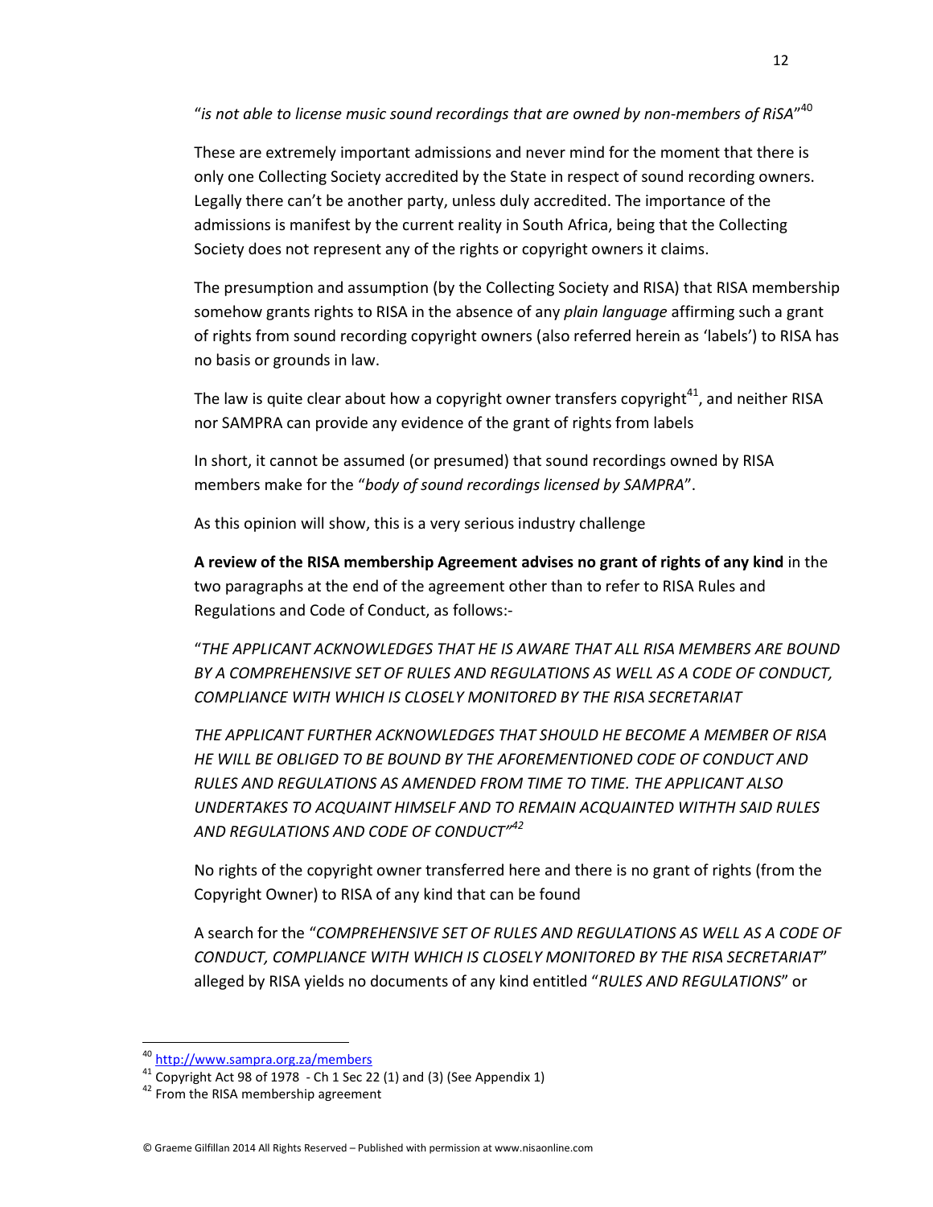"*is not able to license music sound recordings that are owned by non-members of RiSA*"[40]

These are extremely important admissions and never mind for the moment that there is only one Collecting Society accredited by the State in respect of sound recording owners. Legally there can't be another party, unless duly accredited. The importance of the admissions is manifest by the current reality in South Africa, being that the Collecting Society does not represent any of the rights or copyright owners it claims.

The presumption and assumption (by the Collecting Society and RISA) that RISA membership somehow grants rights to RISA in the absence of any *plain language* affirming such a grant of rights from sound recording copyright owners (also referred herein as 'labels') to RISA has no basis or grounds in law.

The law is quite clear about how a copyright owner transfers copyright[41], and neither RISA nor SAMPRA can provide any evidence of the grant of rights from labels

In short, it cannot be assumed (or presumed) that sound recordings owned by RISA members make for the "*body of sound recordings licensed by SAMPRA*".

As this opinion will show, this is a very serious industry challenge

**A review of the RISA membership Agreement advises no grant of rights of any kind** in the two paragraphs at the end of the agreement other than to refer to RISA Rules and Regulations and Code of Conduct, as follows:-

"*THE APPLICANT ACKNOWLEDGES THAT HE IS AWARE THAT ALL RISA MEMBERS ARE BOUND BY A COMPREHENSIVE SET OF RULES AND REGULATIONS AS WELL AS A CODE OF CONDUCT, COMPLIANCE WITH WHICH IS CLOSELY MONITORED BY THE RISA SECRETARIAT*

*THE APPLICANT FURTHER ACKNOWLEDGES THAT SHOULD HE BECOME A MEMBER OF RISA HE WILL BE OBLIGED TO BE BOUND BY THE AFOREMENTIONED CODE OF CONDUCT AND RULES AND REGULATIONS AS AMENDED FROM TIME TO TIME. THE APPLICANT ALSO UNDERTAKES TO ACQUAINT HIMSELF AND TO REMAIN ACQUAINTED WITHTH SAID RULES AND REGULATIONS AND CODE OF CONDUCT*"[42]

No rights of the copyright owner transferred here and there is no grant of rights (from the Copyright Owner) to RISA of any kind that can be found

A search for the "*COMPREHENSIVE SET OF RULES AND REGULATIONS AS WELL AS A CODE OF CONDUCT, COMPLIANCE WITH WHICH IS CLOSELY MONITORED BY THE RISA SECRETARIAT*" alleged by RISA yields no documents of any kind entitled "*RULES AND REGULATIONS*" or

---

[40] http://www.sampra.org.za/members

[41] Copyright Act 98 of 1978 - Ch 1 Sec 22 (1) and (3) (See Appendix 1)

[42] From the RISA membership agreement

© Graeme Gilfillan 2014 All Rights Reserved – Published with permission at www.nisaonline.com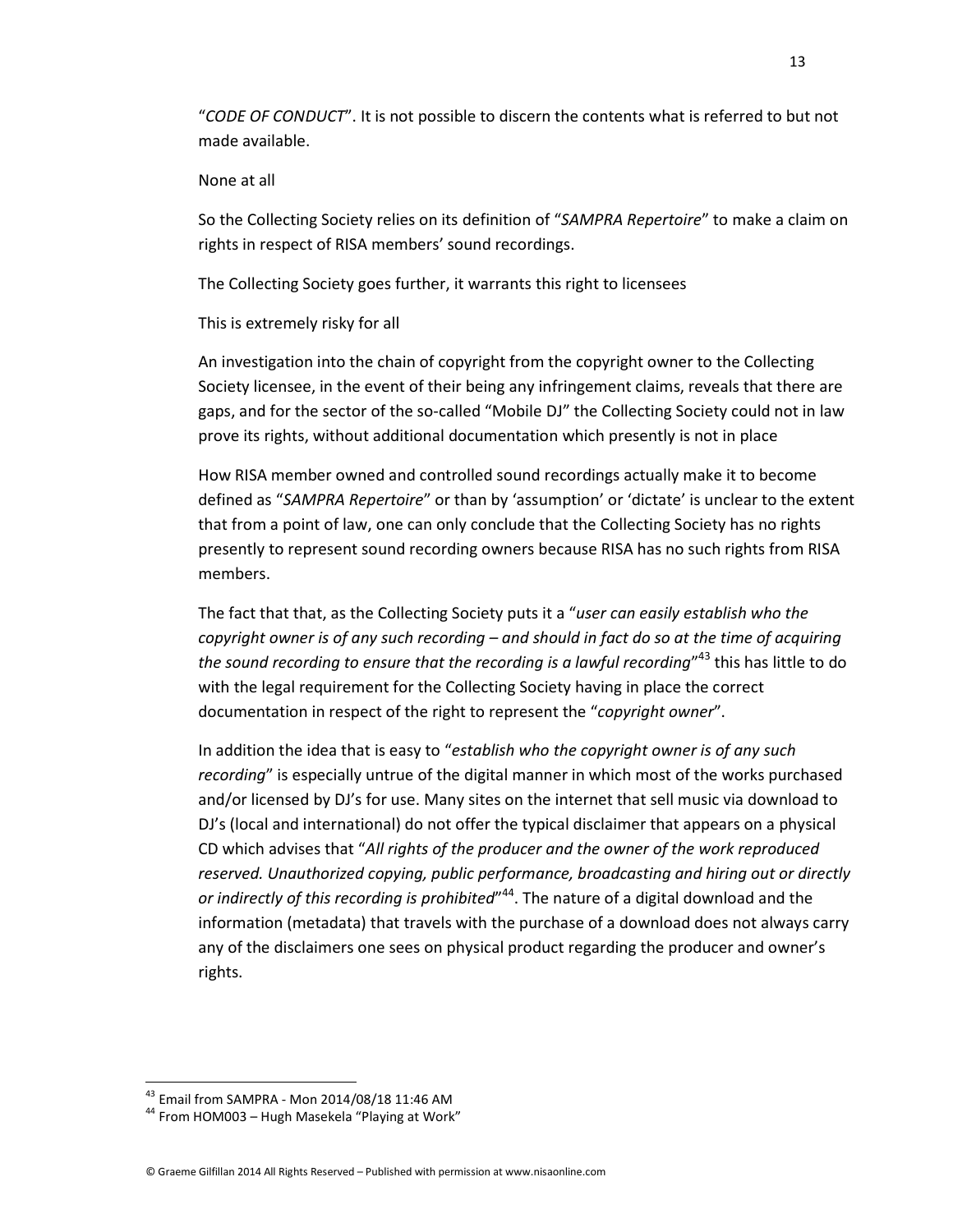"*CODE OF CONDUCT*". It is not possible to discern the contents what is referred to but not made available.

None at all

So the Collecting Society relies on its definition of "*SAMPRA Repertoire*" to make a claim on rights in respect of RISA members' sound recordings.

The Collecting Society goes further, it warrants this right to licensees

This is extremely risky for all

An investigation into the chain of copyright from the copyright owner to the Collecting Society licensee, in the event of their being any infringement claims, reveals that there are gaps, and for the sector of the so-called "Mobile DJ" the Collecting Society could not in law prove its rights, without additional documentation which presently is not in place

How RISA member owned and controlled sound recordings actually make it to become defined as "*SAMPRA Repertoire*" or than by 'assumption' or 'dictate' is unclear to the extent that from a point of law, one can only conclude that the Collecting Society has no rights presently to represent sound recording owners because RISA has no such rights from RISA members.

The fact that that, as the Collecting Society puts it a "*user can easily establish who the copyright owner is of any such recording – and should in fact do so at the time of acquiring the sound recording to ensure that the recording is a lawful recording*"[43] this has little to do with the legal requirement for the Collecting Society having in place the correct documentation in respect of the right to represent the "*copyright owner*".

In addition the idea that is easy to "*establish who the copyright owner is of any such recording*" is especially untrue of the digital manner in which most of the works purchased and/or licensed by DJ's for use. Many sites on the internet that sell music via download to DJ's (local and international) do not offer the typical disclaimer that appears on a physical CD which advises that "*All rights of the producer and the owner of the work reproduced reserved. Unauthorized copying, public performance, broadcasting and hiring out or directly or indirectly of this recording is prohibited*"[44]. The nature of a digital download and the information (metadata) that travels with the purchase of a download does not always carry any of the disclaimers one sees on physical product regarding the producer and owner's rights.

---

[43] Email from SAMPRA - Mon 2014/08/18 11:46 AM

[44] From HOM003 – Hugh Masekela "Playing at Work"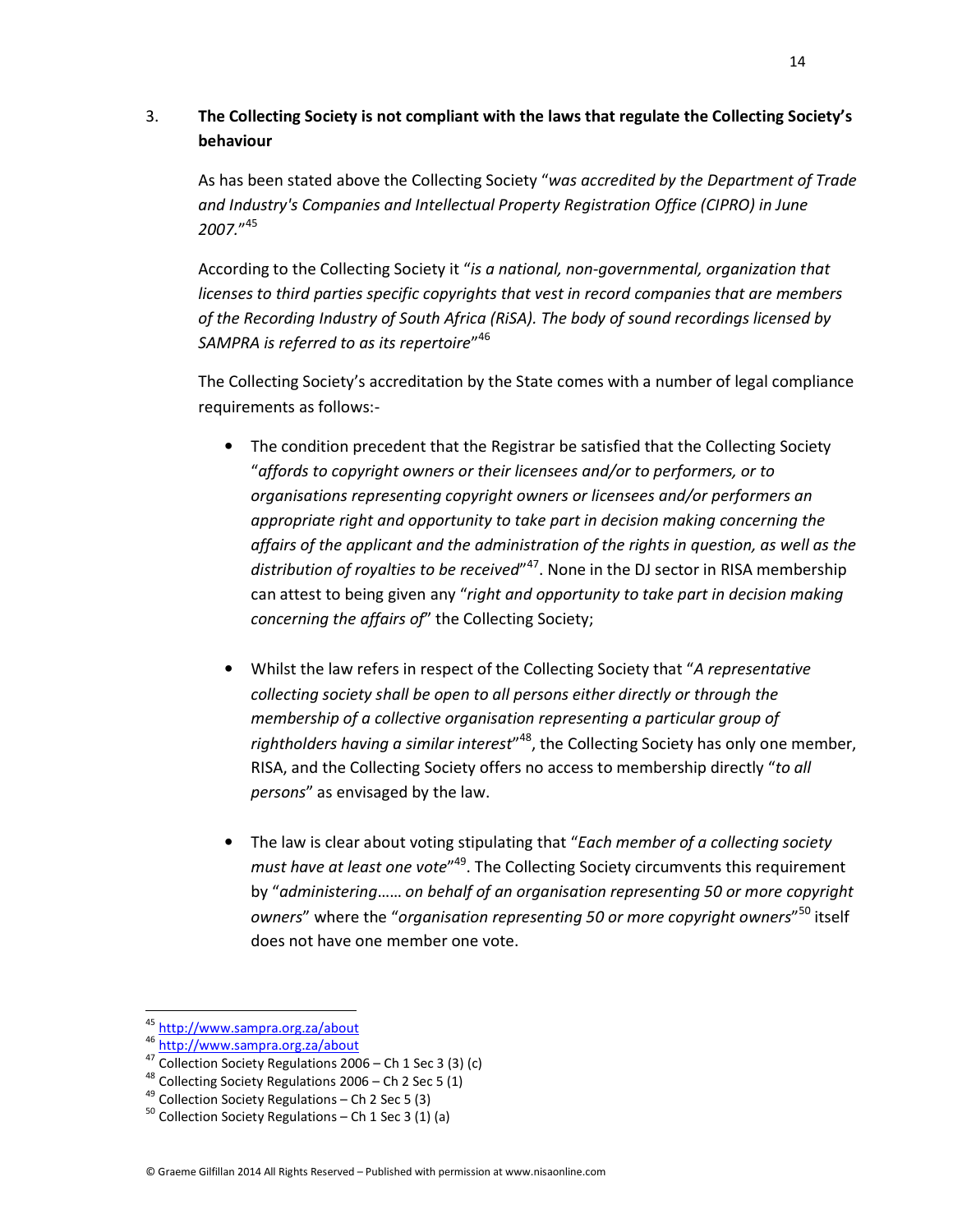3. **The Collecting Society is not compliant with the laws that regulate the Collecting Society's behaviour**

As has been stated above the Collecting Society "*was accredited by the Department of Trade and Industry's Companies and Intellectual Property Registration Office (CIPRO) in June 2007.*"[45]

According to the Collecting Society it "*is a national, non-governmental, organization that licenses to third parties specific copyrights that vest in record companies that are members of the Recording Industry of South Africa (RiSA). The body of sound recordings licensed by SAMPRA is referred to as its repertoire*"[46]

The Collecting Society's accreditation by the State comes with a number of legal compliance requirements as follows:-

- The condition precedent that the Registrar be satisfied that the Collecting Society "*affords to copyright owners or their licensees and/or to performers, or to organisations representing copyright owners or licensees and/or performers an appropriate right and opportunity to take part in decision making concerning the affairs of the applicant and the administration of the rights in question, as well as the distribution of royalties to be received*"[47]. None in the DJ sector in RISA membership can attest to being given any "*right and opportunity to take part in decision making concerning the affairs of*" the Collecting Society;

- Whilst the law refers in respect of the Collecting Society that "*A representative collecting society shall be open to all persons either directly or through the membership of a collective organisation representing a particular group of rightholders having a similar interest*"[48], the Collecting Society has only one member, RISA, and the Collecting Society offers no access to membership directly "*to all persons*" as envisaged by the law.

- The law is clear about voting stipulating that "*Each member of a collecting society must have at least one vote*"[49]. The Collecting Society circumvents this requirement by "*administering…… on behalf of an organisation representing 50 or more copyright owners*" where the "*organisation representing 50 or more copyright owners*"[50] itself does not have one member one vote.

---

[45] http://www.sampra.org.za/about

[46] http://www.sampra.org.za/about

[47] Collection Society Regulations 2006 – Ch 1 Sec 3 (3) (c)

[48] Collecting Society Regulations 2006 – Ch 2 Sec 5 (1)

[49] Collection Society Regulations – Ch 2 Sec 5 (3)

[50] Collection Society Regulations – Ch 1 Sec 3 (1) (a)

© Graeme Gilfillan 2014 All Rights Reserved – Published with permission at www.nisaonline.com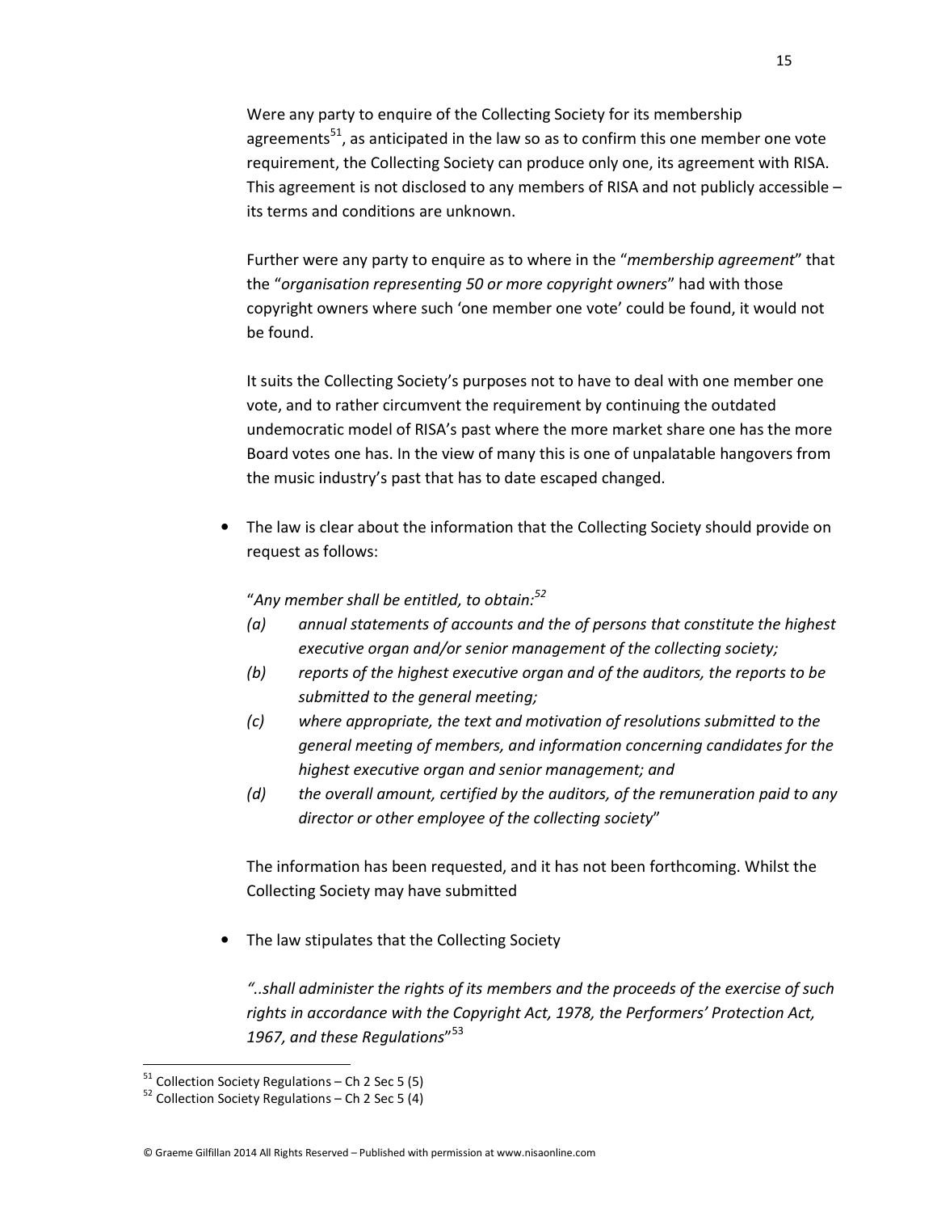Were any party to enquire of the Collecting Society for its membership agreements[51], as anticipated in the law so as to confirm this one member one vote requirement, the Collecting Society can produce only one, its agreement with RISA. This agreement is not disclosed to any members of RISA and not publicly accessible – its terms and conditions are unknown.

Further were any party to enquire as to where in the "*membership agreement*" that the "*organisation representing 50 or more copyright owners*" had with those copyright owners where such 'one member one vote' could be found, it would not be found.

It suits the Collecting Society's purposes not to have to deal with one member one vote, and to rather circumvent the requirement by continuing the outdated undemocratic model of RISA's past where the more market share one has the more Board votes one has. In the view of many this is one of unpalatable hangovers from the music industry's past that has to date escaped changed.

- The law is clear about the information that the Collecting Society should provide on request as follows:

  "*Any member shall be entitled, to obtain:*[52]
  - *(a) annual statements of accounts and the of persons that constitute the highest executive organ and/or senior management of the collecting society;*
  - *(b) reports of the highest executive organ and of the auditors, the reports to be submitted to the general meeting;*
  - *(c) where appropriate, the text and motivation of resolutions submitted to the general meeting of members, and information concerning candidates for the highest executive organ and senior management; and*
  - *(d) the overall amount, certified by the auditors, of the remuneration paid to any director or other employee of the collecting society*"

  The information has been requested, and it has not been forthcoming. Whilst the Collecting Society may have submitted

- The law stipulates that the Collecting Society

  *"..shall administer the rights of its members and the proceeds of the exercise of such rights in accordance with the Copyright Act, 1978, the Performers' Protection Act, 1967, and these Regulations*"[53]

---

[51] Collection Society Regulations – Ch 2 Sec 5 (5)

[52] Collection Society Regulations – Ch 2 Sec 5 (4)

© Graeme Gilfillan 2014 All Rights Reserved – Published with permission at www.nisaonline.com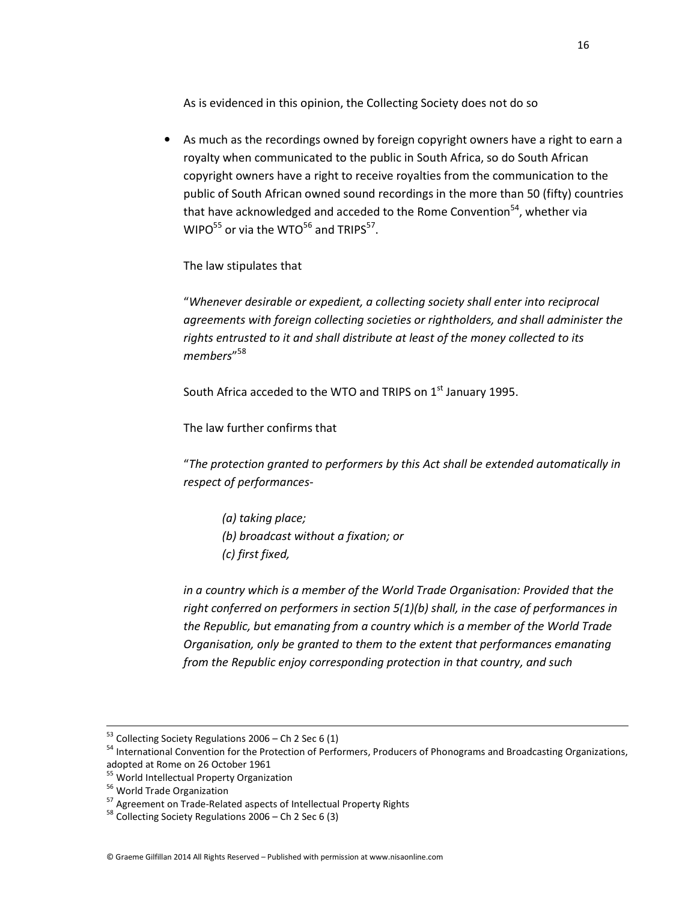As is evidenced in this opinion, the Collecting Society does not do so

- As much as the recordings owned by foreign copyright owners have a right to earn a royalty when communicated to the public in South Africa, so do South African copyright owners have a right to receive royalties from the communication to the public of South African owned sound recordings in the more than 50 (fifty) countries that have acknowledged and acceded to the Rome Convention[54], whether via WIPO[55] or via the WTO[56] and TRIPS[57].

  The law stipulates that

  "*Whenever desirable or expedient, a collecting society shall enter into reciprocal agreements with foreign collecting societies or rightholders, and shall administer the rights entrusted to it and shall distribute at least of the money collected to its members*"[58]

  South Africa acceded to the WTO and TRIPS on 1st January 1995.

  The law further confirms that

  "*The protection granted to performers by this Act shall be extended automatically in respect of performances-*

  > *(a) taking place;*
  > *(b) broadcast without a fixation; or*
  > *(c) first fixed,*

  *in a country which is a member of the World Trade Organisation: Provided that the right conferred on performers in section 5(1)(b) shall, in the case of performances in the Republic, but emanating from a country which is a member of the World Trade Organisation, only be granted to them to the extent that performances emanating from the Republic enjoy corresponding protection in that country, and such*

---

[53] Collecting Society Regulations 2006 – Ch 2 Sec 6 (1)

[54] International Convention for the Protection of Performers, Producers of Phonograms and Broadcasting Organizations, adopted at Rome on 26 October 1961

[55] World Intellectual Property Organization

[56] World Trade Organization

[57] Agreement on Trade-Related aspects of Intellectual Property Rights

[58] Collecting Society Regulations 2006 – Ch 2 Sec 6 (3)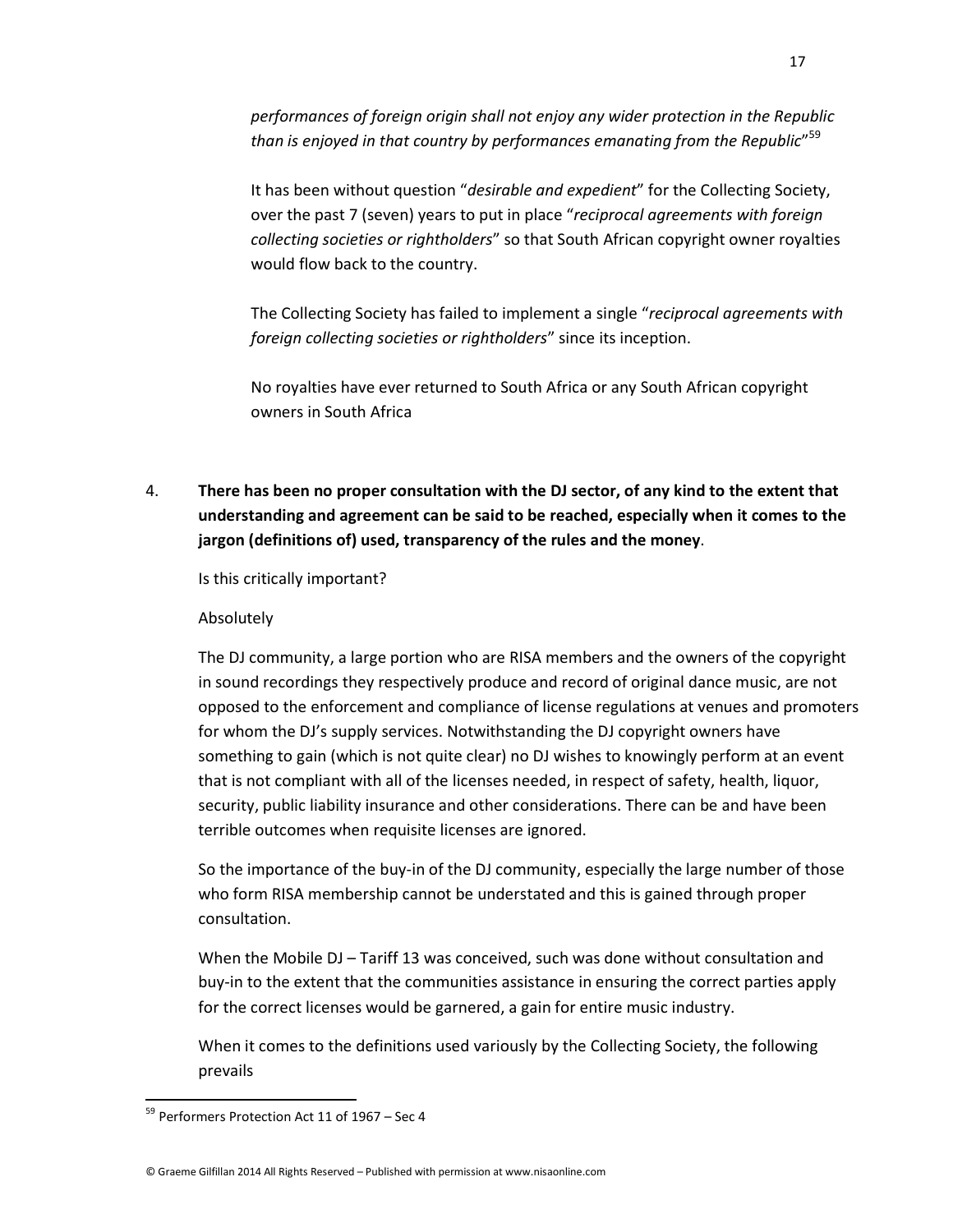*performances of foreign origin shall not enjoy any wider protection in the Republic than is enjoyed in that country by performances emanating from the Republic*"[59]

It has been without question "*desirable and expedient*" for the Collecting Society, over the past 7 (seven) years to put in place "*reciprocal agreements with foreign collecting societies or rightholders*" so that South African copyright owner royalties would flow back to the country.

The Collecting Society has failed to implement a single "*reciprocal agreements with foreign collecting societies or rightholders*" since its inception.

No royalties have ever returned to South Africa or any South African copyright owners in South Africa

4. **There has been no proper consultation with the DJ sector, of any kind to the extent that understanding and agreement can be said to be reached, especially when it comes to the jargon (definitions of) used, transparency of the rules and the money**.

Is this critically important?

Absolutely

The DJ community, a large portion who are RISA members and the owners of the copyright in sound recordings they respectively produce and record of original dance music, are not opposed to the enforcement and compliance of license regulations at venues and promoters for whom the DJ's supply services. Notwithstanding the DJ copyright owners have something to gain (which is not quite clear) no DJ wishes to knowingly perform at an event that is not compliant with all of the licenses needed, in respect of safety, health, liquor, security, public liability insurance and other considerations. There can be and have been terrible outcomes when requisite licenses are ignored.

So the importance of the buy-in of the DJ community, especially the large number of those who form RISA membership cannot be understated and this is gained through proper consultation.

When the Mobile DJ – Tariff 13 was conceived, such was done without consultation and buy-in to the extent that the communities assistance in ensuring the correct parties apply for the correct licenses would be garnered, a gain for entire music industry.

When it comes to the definitions used variously by the Collecting Society, the following prevails

[59] Performers Protection Act 11 of 1967 – Sec 4

© Graeme Gilfillan 2014 All Rights Reserved – Published with permission at www.nisaonline.com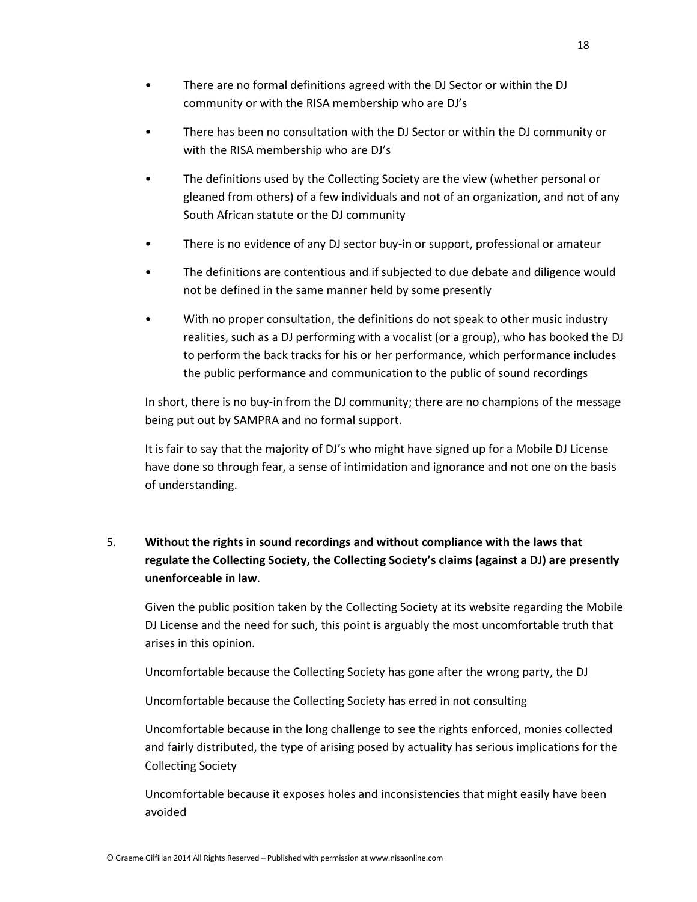- There are no formal definitions agreed with the DJ Sector or within the DJ community or with the RISA membership who are DJ's
- There has been no consultation with the DJ Sector or within the DJ community or with the RISA membership who are DJ's
- The definitions used by the Collecting Society are the view (whether personal or gleaned from others) of a few individuals and not of an organization, and not of any South African statute or the DJ community
- There is no evidence of any DJ sector buy-in or support, professional or amateur
- The definitions are contentious and if subjected to due debate and diligence would not be defined in the same manner held by some presently
- With no proper consultation, the definitions do not speak to other music industry realities, such as a DJ performing with a vocalist (or a group), who has booked the DJ to perform the back tracks for his or her performance, which performance includes the public performance and communication to the public of sound recordings

In short, there is no buy-in from the DJ community; there are no champions of the message being put out by SAMPRA and no formal support.

It is fair to say that the majority of DJ's who might have signed up for a Mobile DJ License have done so through fear, a sense of intimidation and ignorance and not one on the basis of understanding.

5. **Without the rights in sound recordings and without compliance with the laws that regulate the Collecting Society, the Collecting Society's claims (against a DJ) are presently unenforceable in law**.

Given the public position taken by the Collecting Society at its website regarding the Mobile DJ License and the need for such, this point is arguably the most uncomfortable truth that arises in this opinion.

Uncomfortable because the Collecting Society has gone after the wrong party, the DJ

Uncomfortable because the Collecting Society has erred in not consulting

Uncomfortable because in the long challenge to see the rights enforced, monies collected and fairly distributed, the type of arising posed by actuality has serious implications for the Collecting Society

Uncomfortable because it exposes holes and inconsistencies that might easily have been avoided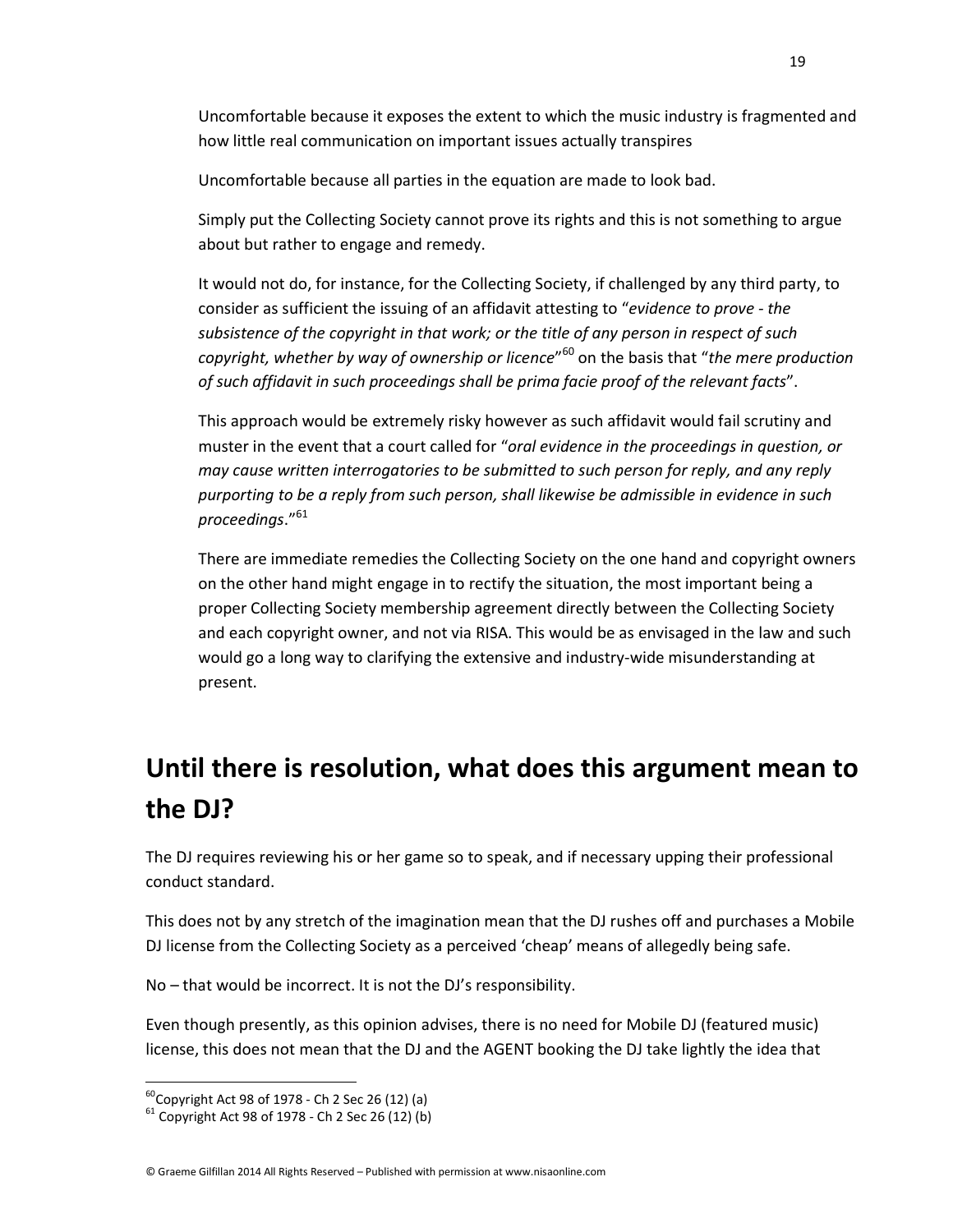Uncomfortable because it exposes the extent to which the music industry is fragmented and how little real communication on important issues actually transpires

Uncomfortable because all parties in the equation are made to look bad.

Simply put the Collecting Society cannot prove its rights and this is not something to argue about but rather to engage and remedy.

It would not do, for instance, for the Collecting Society, if challenged by any third party, to consider as sufficient the issuing of an affidavit attesting to "*evidence to prove - the subsistence of the copyright in that work; or the title of any person in respect of such copyright, whether by way of ownership or licence*"[60] on the basis that "*the mere production of such affidavit in such proceedings shall be prima facie proof of the relevant facts*".

This approach would be extremely risky however as such affidavit would fail scrutiny and muster in the event that a court called for "*oral evidence in the proceedings in question, or may cause written interrogatories to be submitted to such person for reply, and any reply purporting to be a reply from such person, shall likewise be admissible in evidence in such proceedings*."[61]

There are immediate remedies the Collecting Society on the one hand and copyright owners on the other hand might engage in to rectify the situation, the most important being a proper Collecting Society membership agreement directly between the Collecting Society and each copyright owner, and not via RISA. This would be as envisaged in the law and such would go a long way to clarifying the extensive and industry-wide misunderstanding at present.

# Until there is resolution, what does this argument mean to the DJ?

The DJ requires reviewing his or her game so to speak, and if necessary upping their professional conduct standard.

This does not by any stretch of the imagination mean that the DJ rushes off and purchases a Mobile DJ license from the Collecting Society as a perceived 'cheap' means of allegedly being safe.

No – that would be incorrect. It is not the DJ's responsibility.

Even though presently, as this opinion advises, there is no need for Mobile DJ (featured music) license, this does not mean that the DJ and the AGENT booking the DJ take lightly the idea that

---

[60] Copyright Act 98 of 1978 - Ch 2 Sec 26 (12) (a)

[61] Copyright Act 98 of 1978 - Ch 2 Sec 26 (12) (b)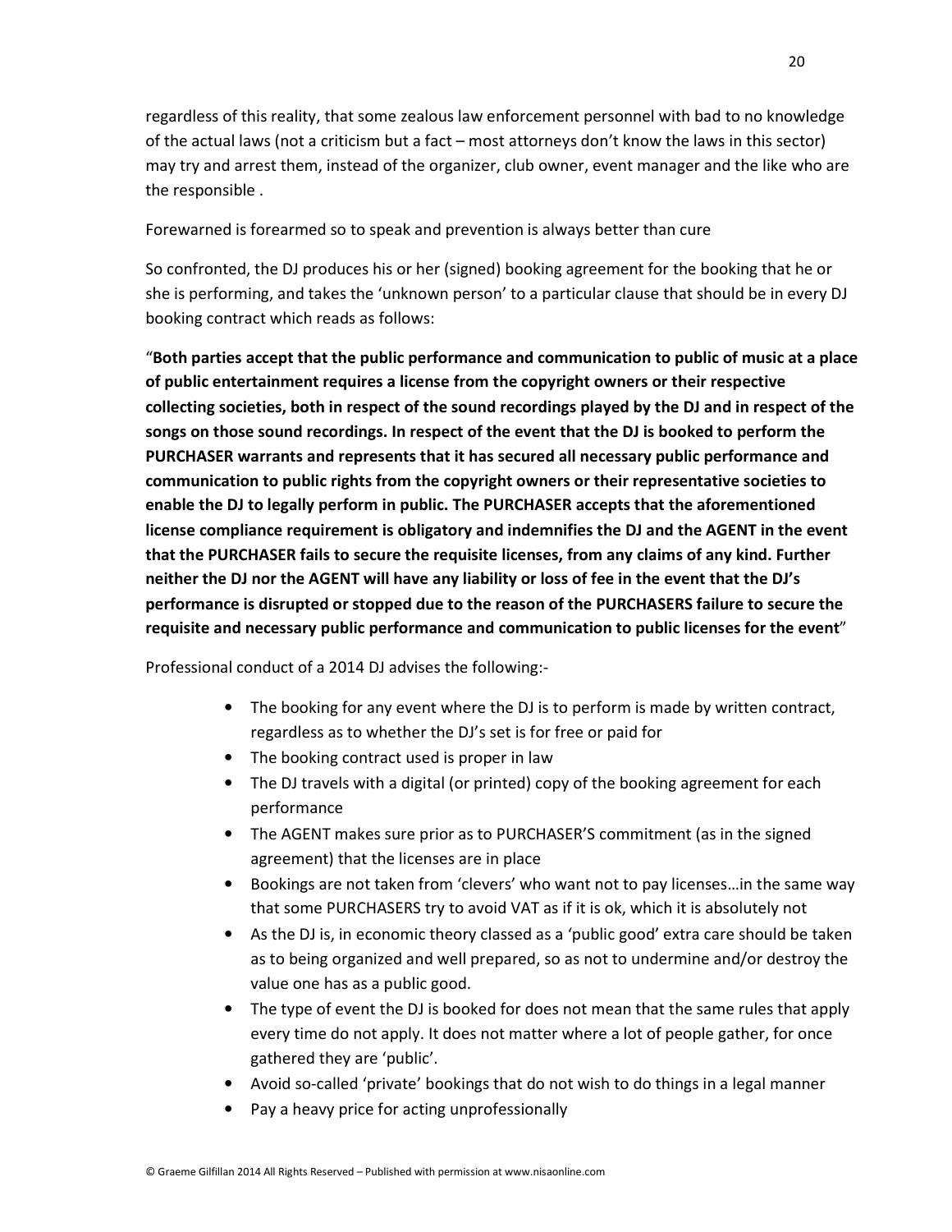regardless of this reality, that some zealous law enforcement personnel with bad to no knowledge of the actual laws (not a criticism but a fact – most attorneys don't know the laws in this sector) may try and arrest them, instead of the organizer, club owner, event manager and the like who are the responsible .

Forewarned is forearmed so to speak and prevention is always better than cure

So confronted, the DJ produces his or her (signed) booking agreement for the booking that he or she is performing, and takes the 'unknown person' to a particular clause that should be in every DJ booking contract which reads as follows:

"**Both parties accept that the public performance and communication to public of music at a place of public entertainment requires a license from the copyright owners or their respective collecting societies, both in respect of the sound recordings played by the DJ and in respect of the songs on those sound recordings. In respect of the event that the DJ is booked to perform the PURCHASER warrants and represents that it has secured all necessary public performance and communication to public rights from the copyright owners or their representative societies to enable the DJ to legally perform in public. The PURCHASER accepts that the aforementioned license compliance requirement is obligatory and indemnifies the DJ and the AGENT in the event that the PURCHASER fails to secure the requisite licenses, from any claims of any kind. Further neither the DJ nor the AGENT will have any liability or loss of fee in the event that the DJ's performance is disrupted or stopped due to the reason of the PURCHASERS failure to secure the requisite and necessary public performance and communication to public licenses for the event**"

Professional conduct of a 2014 DJ advises the following:-

- The booking for any event where the DJ is to perform is made by written contract, regardless as to whether the DJ's set is for free or paid for
- The booking contract used is proper in law
- The DJ travels with a digital (or printed) copy of the booking agreement for each performance
- The AGENT makes sure prior as to PURCHASER'S commitment (as in the signed agreement) that the licenses are in place
- Bookings are not taken from 'clevers' who want not to pay licenses…in the same way that some PURCHASERS try to avoid VAT as if it is ok, which it is absolutely not
- As the DJ is, in economic theory classed as a 'public good' extra care should be taken as to being organized and well prepared, so as not to undermine and/or destroy the value one has as a public good.
- The type of event the DJ is booked for does not mean that the same rules that apply every time do not apply. It does not matter where a lot of people gather, for once gathered they are 'public'.
- Avoid so-called 'private' bookings that do not wish to do things in a legal manner
- Pay a heavy price for acting unprofessionally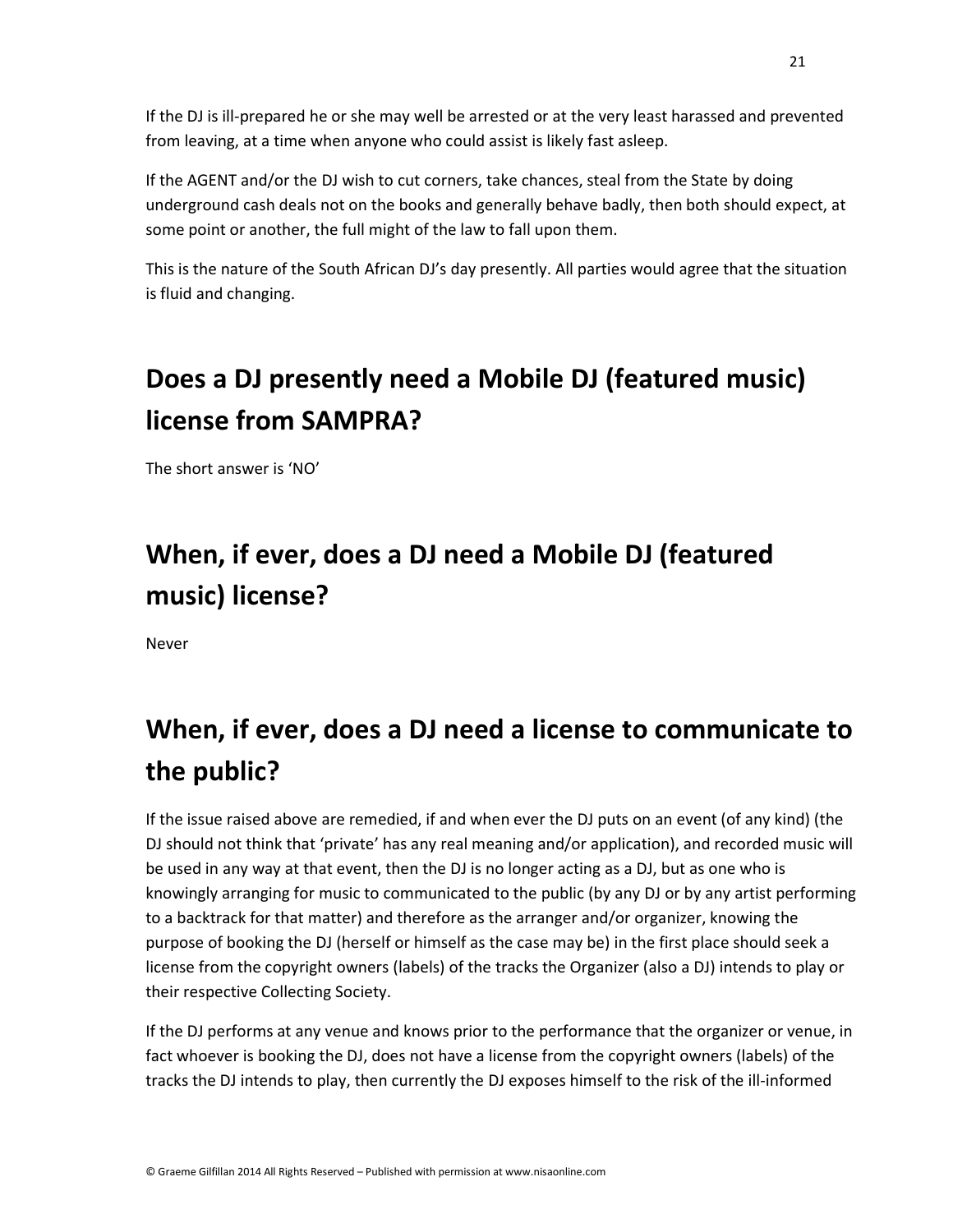If the DJ is ill-prepared he or she may well be arrested or at the very least harassed and prevented from leaving, at a time when anyone who could assist is likely fast asleep.

If the AGENT and/or the DJ wish to cut corners, take chances, steal from the State by doing underground cash deals not on the books and generally behave badly, then both should expect, at some point or another, the full might of the law to fall upon them.

This is the nature of the South African DJ's day presently. All parties would agree that the situation is fluid and changing.

## Does a DJ presently need a Mobile DJ (featured music) license from SAMPRA?

The short answer is 'NO'

## When, if ever, does a DJ need a Mobile DJ (featured music) license?

Never

## When, if ever, does a DJ need a license to communicate to the public?

If the issue raised above are remedied, if and when ever the DJ puts on an event (of any kind) (the DJ should not think that 'private' has any real meaning and/or application), and recorded music will be used in any way at that event, then the DJ is no longer acting as a DJ, but as one who is knowingly arranging for music to communicated to the public (by any DJ or by any artist performing to a backtrack for that matter) and therefore as the arranger and/or organizer, knowing the purpose of booking the DJ (herself or himself as the case may be) in the first place should seek a license from the copyright owners (labels) of the tracks the Organizer (also a DJ) intends to play or their respective Collecting Society.

If the DJ performs at any venue and knows prior to the performance that the organizer or venue, in fact whoever is booking the DJ, does not have a license from the copyright owners (labels) of the tracks the DJ intends to play, then currently the DJ exposes himself to the risk of the ill-informed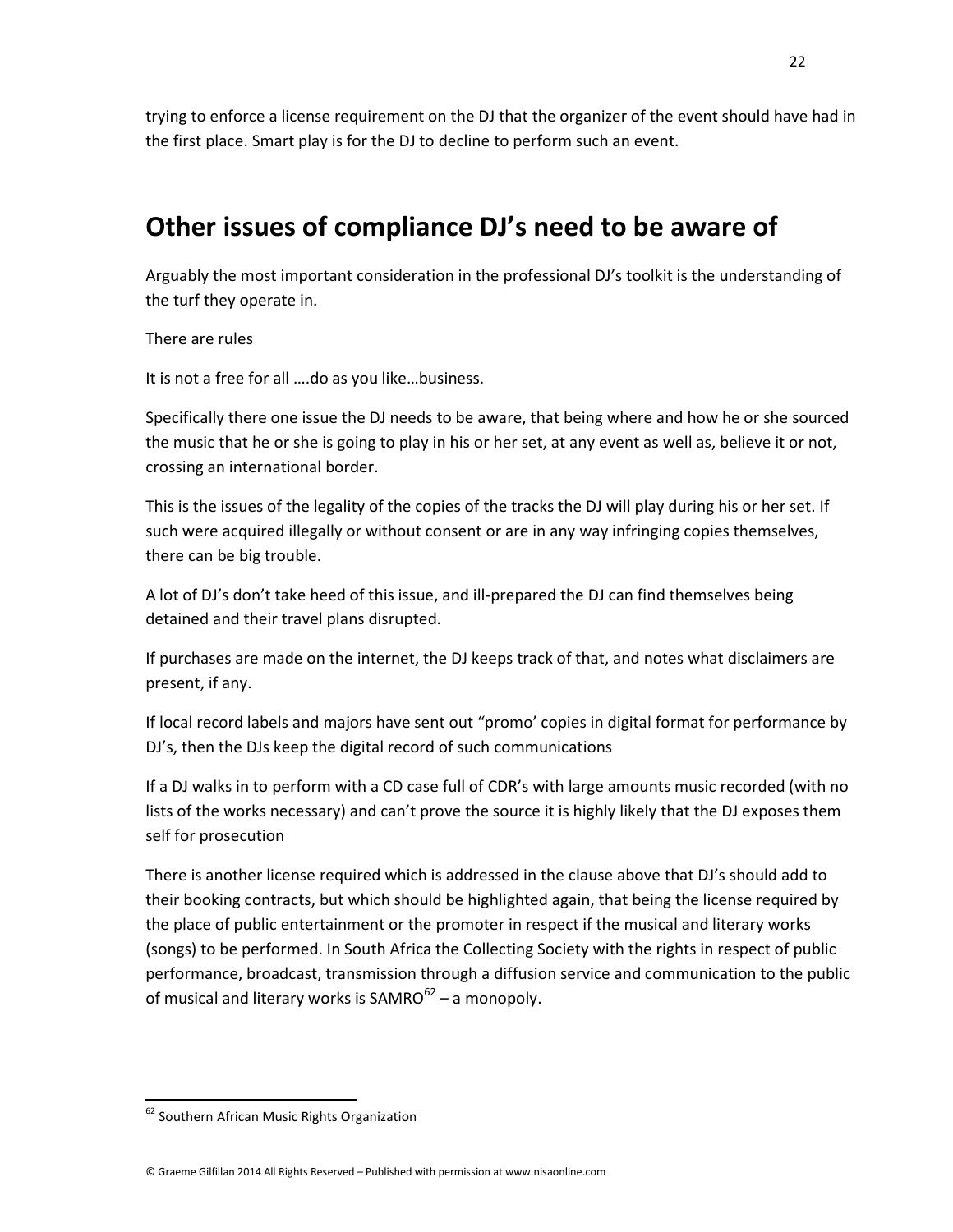trying to enforce a license requirement on the DJ that the organizer of the event should have had in the first place. Smart play is for the DJ to decline to perform such an event.

## Other issues of compliance DJ's need to be aware of

Arguably the most important consideration in the professional DJ's toolkit is the understanding of the turf they operate in.

There are rules

It is not a free for all ….do as you like…business.

Specifically there one issue the DJ needs to be aware, that being where and how he or she sourced the music that he or she is going to play in his or her set, at any event as well as, believe it or not, crossing an international border.

This is the issues of the legality of the copies of the tracks the DJ will play during his or her set. If such were acquired illegally or without consent or are in any way infringing copies themselves, there can be big trouble.

A lot of DJ's don't take heed of this issue, and ill-prepared the DJ can find themselves being detained and their travel plans disrupted.

If purchases are made on the internet, the DJ keeps track of that, and notes what disclaimers are present, if any.

If local record labels and majors have sent out "promo' copies in digital format for performance by DJ's, then the DJs keep the digital record of such communications

If a DJ walks in to perform with a CD case full of CDR's with large amounts music recorded (with no lists of the works necessary) and can't prove the source it is highly likely that the DJ exposes them self for prosecution

There is another license required which is addressed in the clause above that DJ's should add to their booking contracts, but which should be highlighted again, that being the license required by the place of public entertainment or the promoter in respect if the musical and literary works (songs) to be performed. In South Africa the Collecting Society with the rights in respect of public performance, broadcast, transmission through a diffusion service and communication to the public of musical and literary works is SAMRO[62] – a monopoly.

---

[62] Southern African Music Rights Organization

© Graeme Gilfillan 2014 All Rights Reserved – Published with permission at www.nisaonline.com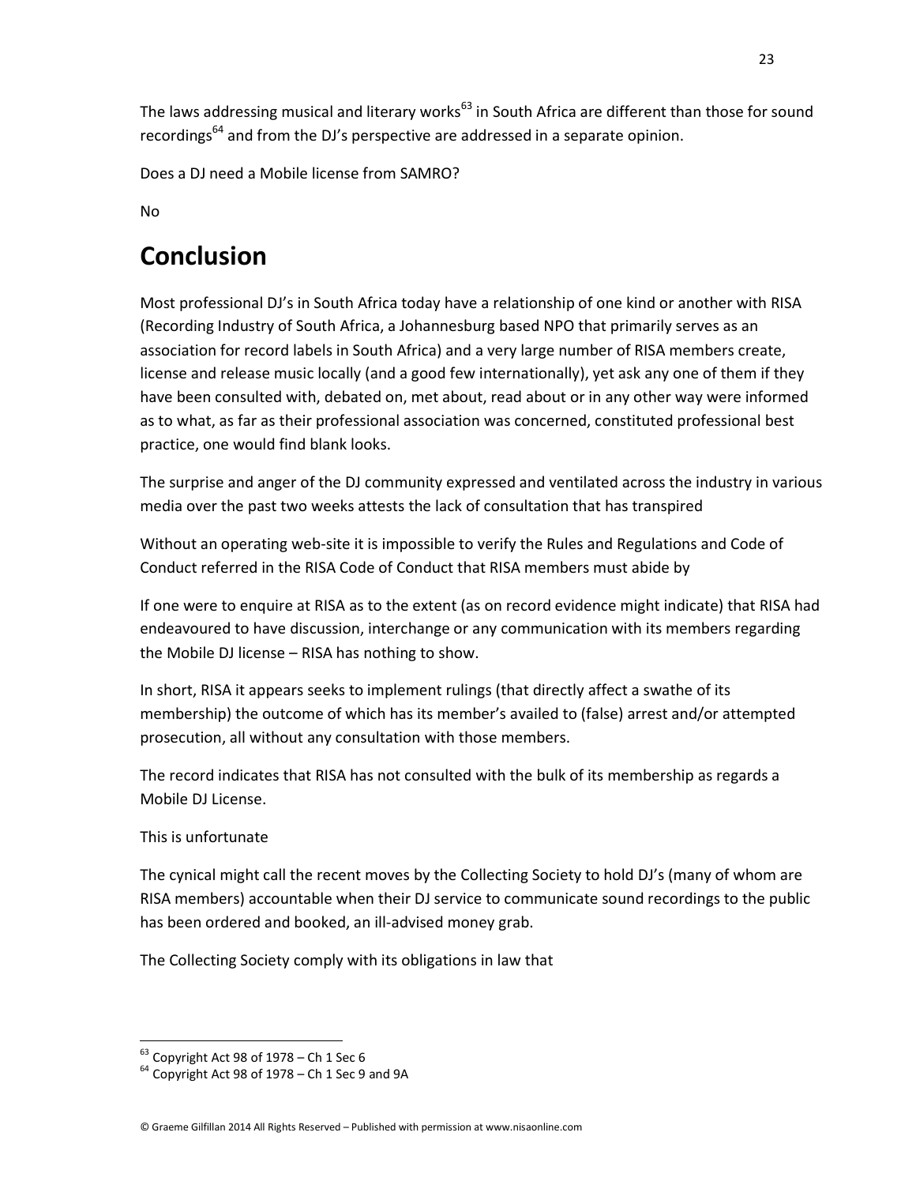The laws addressing musical and literary works[63] in South Africa are different than those for sound recordings[64] and from the DJ's perspective are addressed in a separate opinion.

Does a DJ need a Mobile license from SAMRO?

No

# Conclusion

Most professional DJ's in South Africa today have a relationship of one kind or another with RISA (Recording Industry of South Africa, a Johannesburg based NPO that primarily serves as an association for record labels in South Africa) and a very large number of RISA members create, license and release music locally (and a good few internationally), yet ask any one of them if they have been consulted with, debated on, met about, read about or in any other way were informed as to what, as far as their professional association was concerned, constituted professional best practice, one would find blank looks.

The surprise and anger of the DJ community expressed and ventilated across the industry in various media over the past two weeks attests the lack of consultation that has transpired

Without an operating web-site it is impossible to verify the Rules and Regulations and Code of Conduct referred in the RISA Code of Conduct that RISA members must abide by

If one were to enquire at RISA as to the extent (as on record evidence might indicate) that RISA had endeavoured to have discussion, interchange or any communication with its members regarding the Mobile DJ license – RISA has nothing to show.

In short, RISA it appears seeks to implement rulings (that directly affect a swathe of its membership) the outcome of which has its member's availed to (false) arrest and/or attempted prosecution, all without any consultation with those members.

The record indicates that RISA has not consulted with the bulk of its membership as regards a Mobile DJ License.

This is unfortunate

The cynical might call the recent moves by the Collecting Society to hold DJ's (many of whom are RISA members) accountable when their DJ service to communicate sound recordings to the public has been ordered and booked, an ill-advised money grab.

The Collecting Society comply with its obligations in law that

[63] Copyright Act 98 of 1978 – Ch 1 Sec 6

[64] Copyright Act 98 of 1978 – Ch 1 Sec 9 and 9A

© Graeme Gilfillan 2014 All Rights Reserved – Published with permission at www.nisaonline.com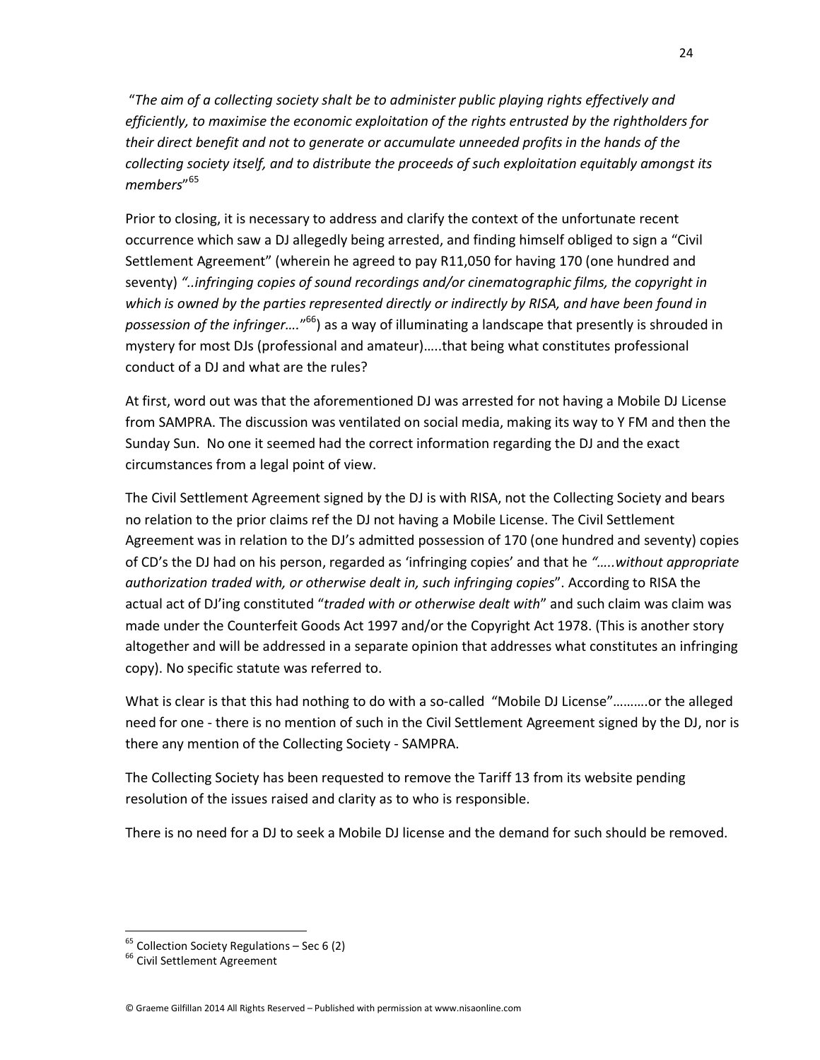"*The aim of a collecting society shalt be to administer public playing rights effectively and efficiently, to maximise the economic exploitation of the rights entrusted by the rightholders for their direct benefit and not to generate or accumulate unneeded profits in the hands of the collecting society itself, and to distribute the proceeds of such exploitation equitably amongst its members*"[65]

Prior to closing, it is necessary to address and clarify the context of the unfortunate recent occurrence which saw a DJ allegedly being arrested, and finding himself obliged to sign a "Civil Settlement Agreement" (wherein he agreed to pay R11,050 for having 170 (one hundred and seventy) *"..infringing copies of sound recordings and/or cinematographic films, the copyright in which is owned by the parties represented directly or indirectly by RISA, and have been found in possession of the infringer…."*[66]) as a way of illuminating a landscape that presently is shrouded in mystery for most DJs (professional and amateur)…..that being what constitutes professional conduct of a DJ and what are the rules?

At first, word out was that the aforementioned DJ was arrested for not having a Mobile DJ License from SAMPRA. The discussion was ventilated on social media, making its way to Y FM and then the Sunday Sun. No one it seemed had the correct information regarding the DJ and the exact circumstances from a legal point of view.

The Civil Settlement Agreement signed by the DJ is with RISA, not the Collecting Society and bears no relation to the prior claims ref the DJ not having a Mobile License. The Civil Settlement Agreement was in relation to the DJ's admitted possession of 170 (one hundred and seventy) copies of CD's the DJ had on his person, regarded as 'infringing copies' and that he *"…..without appropriate authorization traded with, or otherwise dealt in, such infringing copies*". According to RISA the actual act of DJ'ing constituted "*traded with or otherwise dealt with*" and such claim was claim was made under the Counterfeit Goods Act 1997 and/or the Copyright Act 1978. (This is another story altogether and will be addressed in a separate opinion that addresses what constitutes an infringing copy). No specific statute was referred to.

What is clear is that this had nothing to do with a so-called "Mobile DJ License"……….or the alleged need for one - there is no mention of such in the Civil Settlement Agreement signed by the DJ, nor is there any mention of the Collecting Society - SAMPRA.

The Collecting Society has been requested to remove the Tariff 13 from its website pending resolution of the issues raised and clarity as to who is responsible.

There is no need for a DJ to seek a Mobile DJ license and the demand for such should be removed.

---

[65] Collection Society Regulations – Sec 6 (2)

[66] Civil Settlement Agreement

© Graeme Gilfillan 2014 All Rights Reserved – Published with permission at www.nisaonline.com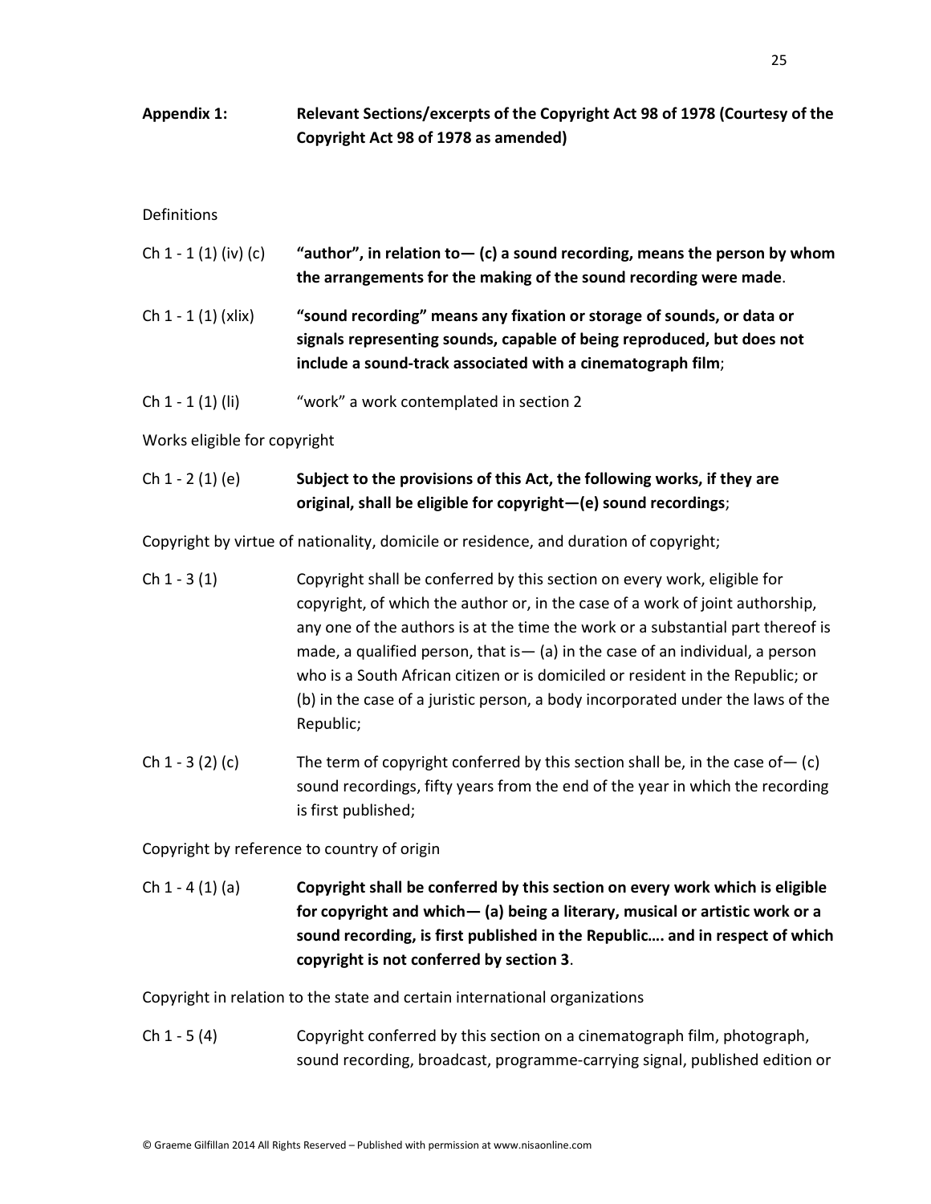**Appendix 1: Relevant Sections/excerpts of the Copyright Act 98 of 1978 (Courtesy of the Copyright Act 98 of 1978 as amended)**

Definitions

Ch 1 - 1 (1) (iv) (c) **"author", in relation to— (c) a sound recording, means the person by whom the arrangements for the making of the sound recording were made**.

Ch 1 - 1 (1) (xlix) **"sound recording" means any fixation or storage of sounds, or data or signals representing sounds, capable of being reproduced, but does not include a sound-track associated with a cinematograph film**;

Ch 1 - 1 (1) (li) "work" a work contemplated in section 2

Works eligible for copyright

Ch 1 - 2 (1) (e) **Subject to the provisions of this Act, the following works, if they are original, shall be eligible for copyright—(e) sound recordings**;

Copyright by virtue of nationality, domicile or residence, and duration of copyright;

Ch 1 - 3 (1) Copyright shall be conferred by this section on every work, eligible for copyright, of which the author or, in the case of a work of joint authorship, any one of the authors is at the time the work or a substantial part thereof is made, a qualified person, that is— (a) in the case of an individual, a person who is a South African citizen or is domiciled or resident in the Republic; or (b) in the case of a juristic person, a body incorporated under the laws of the Republic;

Ch 1 - 3 (2) (c) The term of copyright conferred by this section shall be, in the case of— (c) sound recordings, fifty years from the end of the year in which the recording is first published;

Copyright by reference to country of origin

Ch 1 - 4 (1) (a) **Copyright shall be conferred by this section on every work which is eligible for copyright and which— (a) being a literary, musical or artistic work or a sound recording, is first published in the Republic…. and in respect of which copyright is not conferred by section 3**.

Copyright in relation to the state and certain international organizations

Ch 1 - 5 (4) Copyright conferred by this section on a cinematograph film, photograph, sound recording, broadcast, programme-carrying signal, published edition or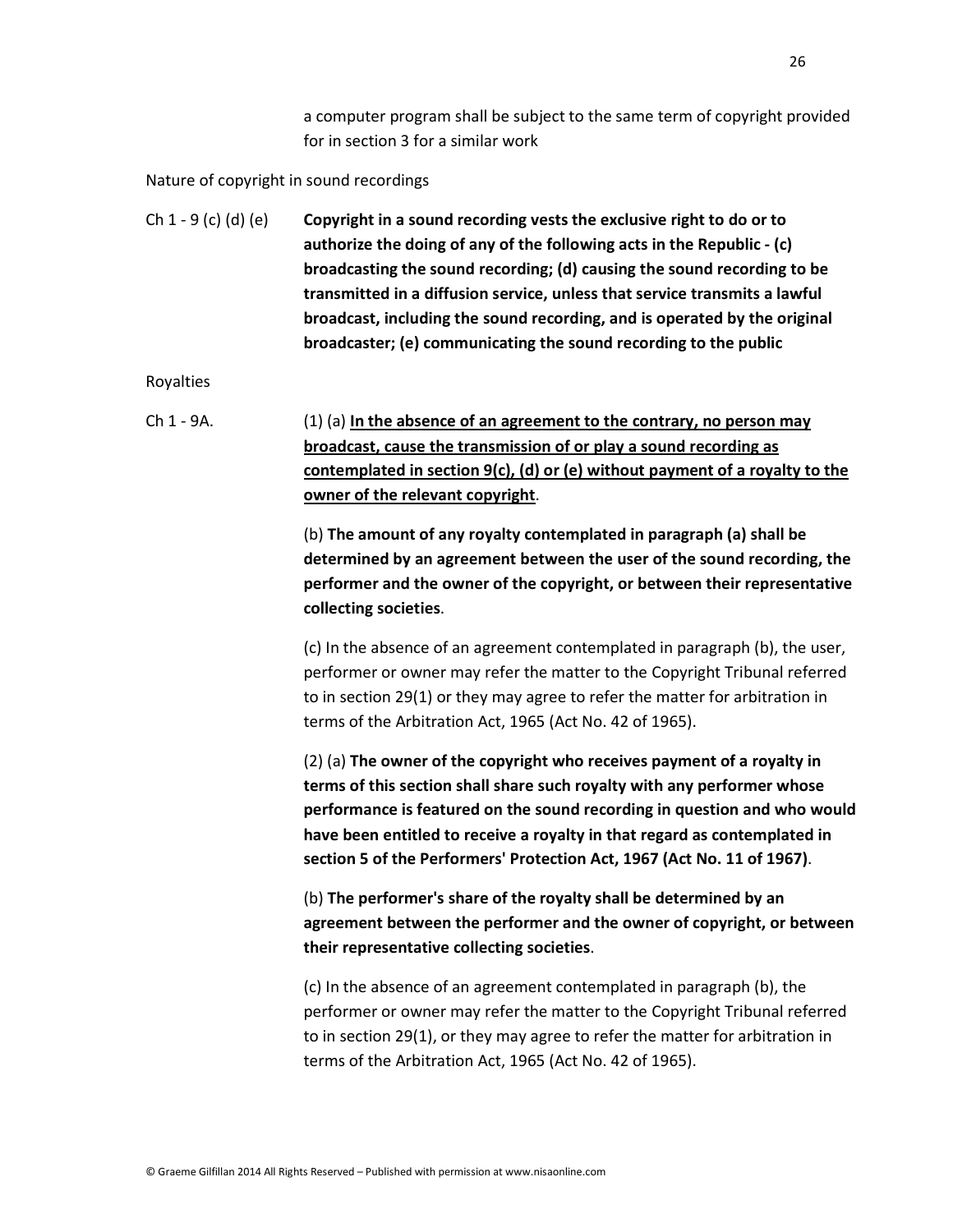a computer program shall be subject to the same term of copyright provided for in section 3 for a similar work

Nature of copyright in sound recordings

Ch 1 - 9 (c) (d) (e) **Copyright in a sound recording vests the exclusive right to do or to authorize the doing of any of the following acts in the Republic - (c) broadcasting the sound recording; (d) causing the sound recording to be transmitted in a diffusion service, unless that service transmits a lawful broadcast, including the sound recording, and is operated by the original broadcaster; (e) communicating the sound recording to the public**

Royalties

Ch 1 - 9A. (1) (a) <u>**In the absence of an agreement to the contrary, no person may broadcast, cause the transmission of or play a sound recording as contemplated in section 9(c), (d) or (e) without payment of a royalty to the owner of the relevant copyright**</u>.

(b) **The amount of any royalty contemplated in paragraph (a) shall be determined by an agreement between the user of the sound recording, the performer and the owner of the copyright, or between their representative collecting societies**.

(c) In the absence of an agreement contemplated in paragraph (b), the user, performer or owner may refer the matter to the Copyright Tribunal referred to in section 29(1) or they may agree to refer the matter for arbitration in terms of the Arbitration Act, 1965 (Act No. 42 of 1965).

(2) (a) **The owner of the copyright who receives payment of a royalty in terms of this section shall share such royalty with any performer whose performance is featured on the sound recording in question and who would have been entitled to receive a royalty in that regard as contemplated in section 5 of the Performers' Protection Act, 1967 (Act No. 11 of 1967)**.

(b) **The performer's share of the royalty shall be determined by an agreement between the performer and the owner of copyright, or between their representative collecting societies**.

(c) In the absence of an agreement contemplated in paragraph (b), the performer or owner may refer the matter to the Copyright Tribunal referred to in section 29(1), or they may agree to refer the matter for arbitration in terms of the Arbitration Act, 1965 (Act No. 42 of 1965).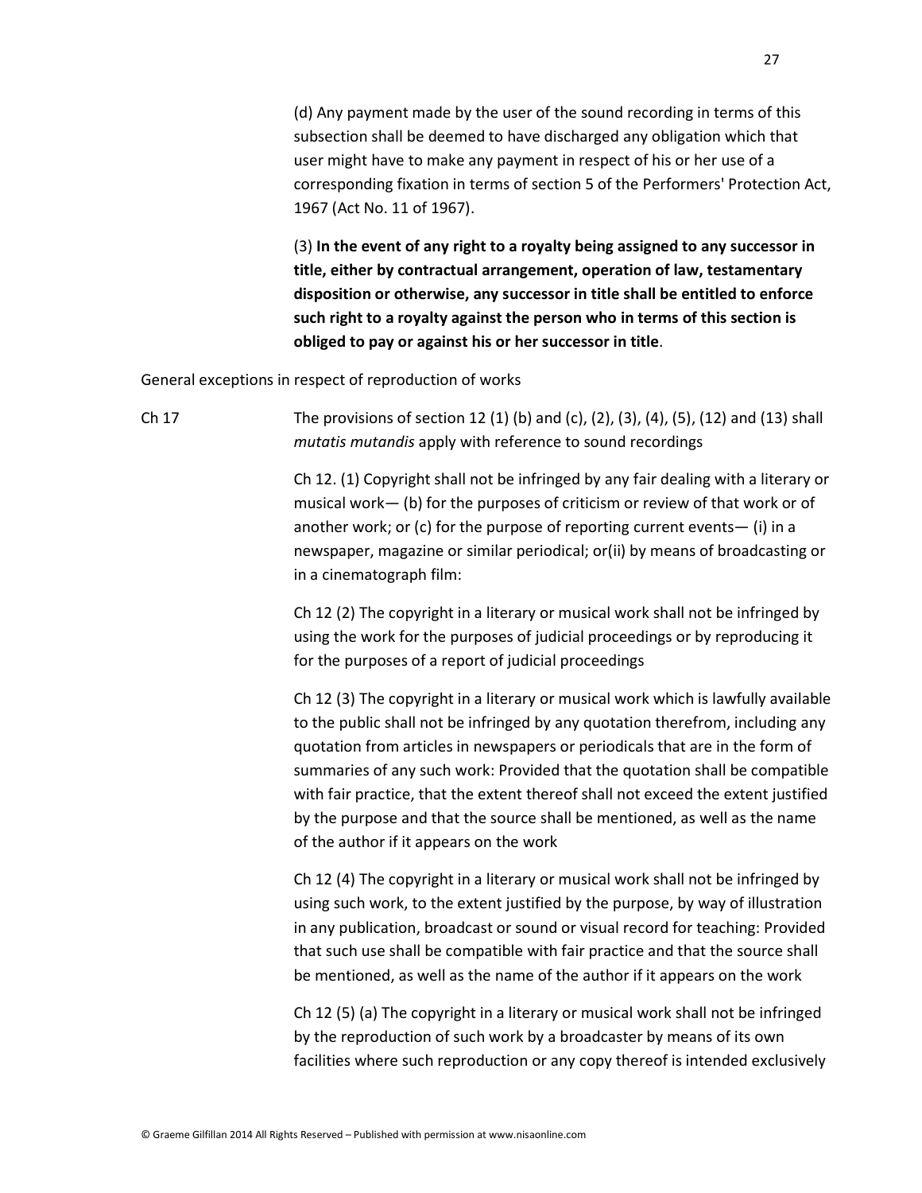(d) Any payment made by the user of the sound recording in terms of this subsection shall be deemed to have discharged any obligation which that user might have to make any payment in respect of his or her use of a corresponding fixation in terms of section 5 of the Performers' Protection Act, 1967 (Act No. 11 of 1967).

(3) **In the event of any right to a royalty being assigned to any successor in title, either by contractual arrangement, operation of law, testamentary disposition or otherwise, any successor in title shall be entitled to enforce such right to a royalty against the person who in terms of this section is obliged to pay or against his or her successor in title**.

General exceptions in respect of reproduction of works

Ch 17 The provisions of section 12 (1) (b) and (c), (2), (3), (4), (5), (12) and (13) shall *mutatis mutandis* apply with reference to sound recordings

Ch 12. (1) Copyright shall not be infringed by any fair dealing with a literary or musical work— (b) for the purposes of criticism or review of that work or of another work; or (c) for the purpose of reporting current events— (i) in a newspaper, magazine or similar periodical; or(ii) by means of broadcasting or in a cinematograph film:

Ch 12 (2) The copyright in a literary or musical work shall not be infringed by using the work for the purposes of judicial proceedings or by reproducing it for the purposes of a report of judicial proceedings

Ch 12 (3) The copyright in a literary or musical work which is lawfully available to the public shall not be infringed by any quotation therefrom, including any quotation from articles in newspapers or periodicals that are in the form of summaries of any such work: Provided that the quotation shall be compatible with fair practice, that the extent thereof shall not exceed the extent justified by the purpose and that the source shall be mentioned, as well as the name of the author if it appears on the work

Ch 12 (4) The copyright in a literary or musical work shall not be infringed by using such work, to the extent justified by the purpose, by way of illustration in any publication, broadcast or sound or visual record for teaching: Provided that such use shall be compatible with fair practice and that the source shall be mentioned, as well as the name of the author if it appears on the work

Ch 12 (5) (a) The copyright in a literary or musical work shall not be infringed by the reproduction of such work by a broadcaster by means of its own facilities where such reproduction or any copy thereof is intended exclusively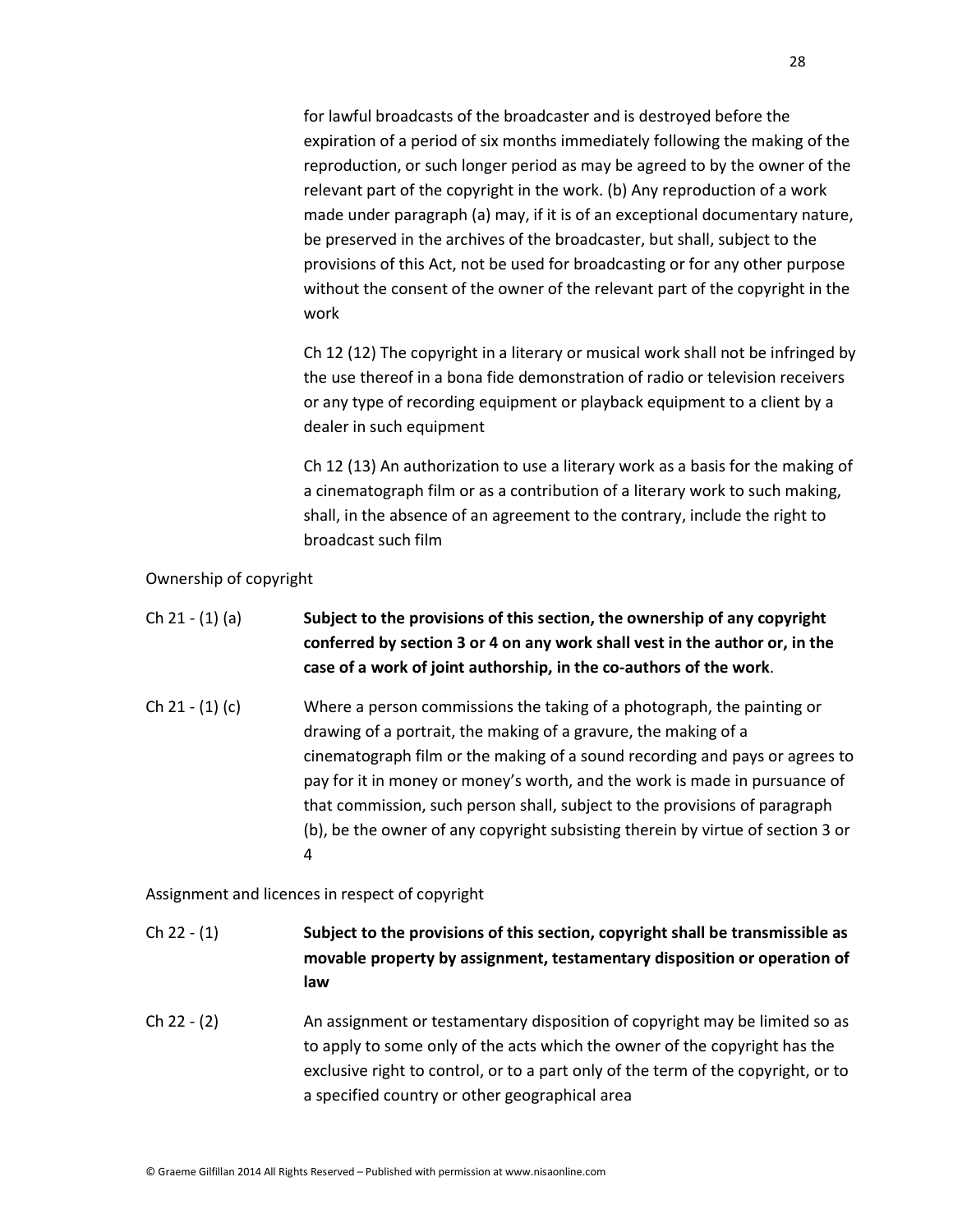for lawful broadcasts of the broadcaster and is destroyed before the expiration of a period of six months immediately following the making of the reproduction, or such longer period as may be agreed to by the owner of the relevant part of the copyright in the work. (b) Any reproduction of a work made under paragraph (a) may, if it is of an exceptional documentary nature, be preserved in the archives of the broadcaster, but shall, subject to the provisions of this Act, not be used for broadcasting or for any other purpose without the consent of the owner of the relevant part of the copyright in the work

Ch 12 (12) The copyright in a literary or musical work shall not be infringed by the use thereof in a bona fide demonstration of radio or television receivers or any type of recording equipment or playback equipment to a client by a dealer in such equipment

Ch 12 (13) An authorization to use a literary work as a basis for the making of a cinematograph film or as a contribution of a literary work to such making, shall, in the absence of an agreement to the contrary, include the right to broadcast such film

Ownership of copyright

Ch 21 - (1) (a) **Subject to the provisions of this section, the ownership of any copyright conferred by section 3 or 4 on any work shall vest in the author or, in the case of a work of joint authorship, in the co-authors of the work**.

Ch 21 - (1) (c) Where a person commissions the taking of a photograph, the painting or drawing of a portrait, the making of a gravure, the making of a cinematograph film or the making of a sound recording and pays or agrees to pay for it in money or money's worth, and the work is made in pursuance of that commission, such person shall, subject to the provisions of paragraph (b), be the owner of any copyright subsisting therein by virtue of section 3 or 4

Assignment and licences in respect of copyright

Ch 22 - (1) **Subject to the provisions of this section, copyright shall be transmissible as movable property by assignment, testamentary disposition or operation of law**

Ch 22 - (2) An assignment or testamentary disposition of copyright may be limited so as to apply to some only of the acts which the owner of the copyright has the exclusive right to control, or to a part only of the term of the copyright, or to a specified country or other geographical area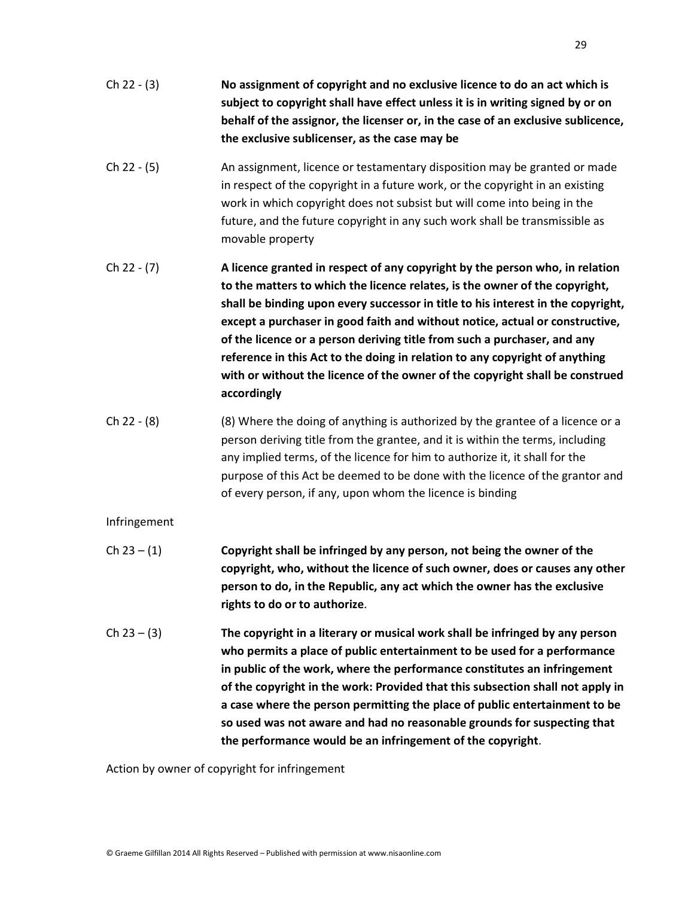Ch 22 - (3) **No assignment of copyright and no exclusive licence to do an act which is subject to copyright shall have effect unless it is in writing signed by or on behalf of the assignor, the licenser or, in the case of an exclusive sublicence, the exclusive sublicenser, as the case may be**

Ch 22 - (5) An assignment, licence or testamentary disposition may be granted or made in respect of the copyright in a future work, or the copyright in an existing work in which copyright does not subsist but will come into being in the future, and the future copyright in any such work shall be transmissible as movable property

Ch 22 - (7) **A licence granted in respect of any copyright by the person who, in relation to the matters to which the licence relates, is the owner of the copyright, shall be binding upon every successor in title to his interest in the copyright, except a purchaser in good faith and without notice, actual or constructive, of the licence or a person deriving title from such a purchaser, and any reference in this Act to the doing in relation to any copyright of anything with or without the licence of the owner of the copyright shall be construed accordingly**

Ch 22 - (8) (8) Where the doing of anything is authorized by the grantee of a licence or a person deriving title from the grantee, and it is within the terms, including any implied terms, of the licence for him to authorize it, it shall for the purpose of this Act be deemed to be done with the licence of the grantor and of every person, if any, upon whom the licence is binding

Infringement

Ch 23 – (1) **Copyright shall be infringed by any person, not being the owner of the copyright, who, without the licence of such owner, does or causes any other person to do, in the Republic, any act which the owner has the exclusive rights to do or to authorize**.

Ch 23 – (3) **The copyright in a literary or musical work shall be infringed by any person who permits a place of public entertainment to be used for a performance in public of the work, where the performance constitutes an infringement of the copyright in the work: Provided that this subsection shall not apply in a case where the person permitting the place of public entertainment to be so used was not aware and had no reasonable grounds for suspecting that the performance would be an infringement of the copyright**.

Action by owner of copyright for infringement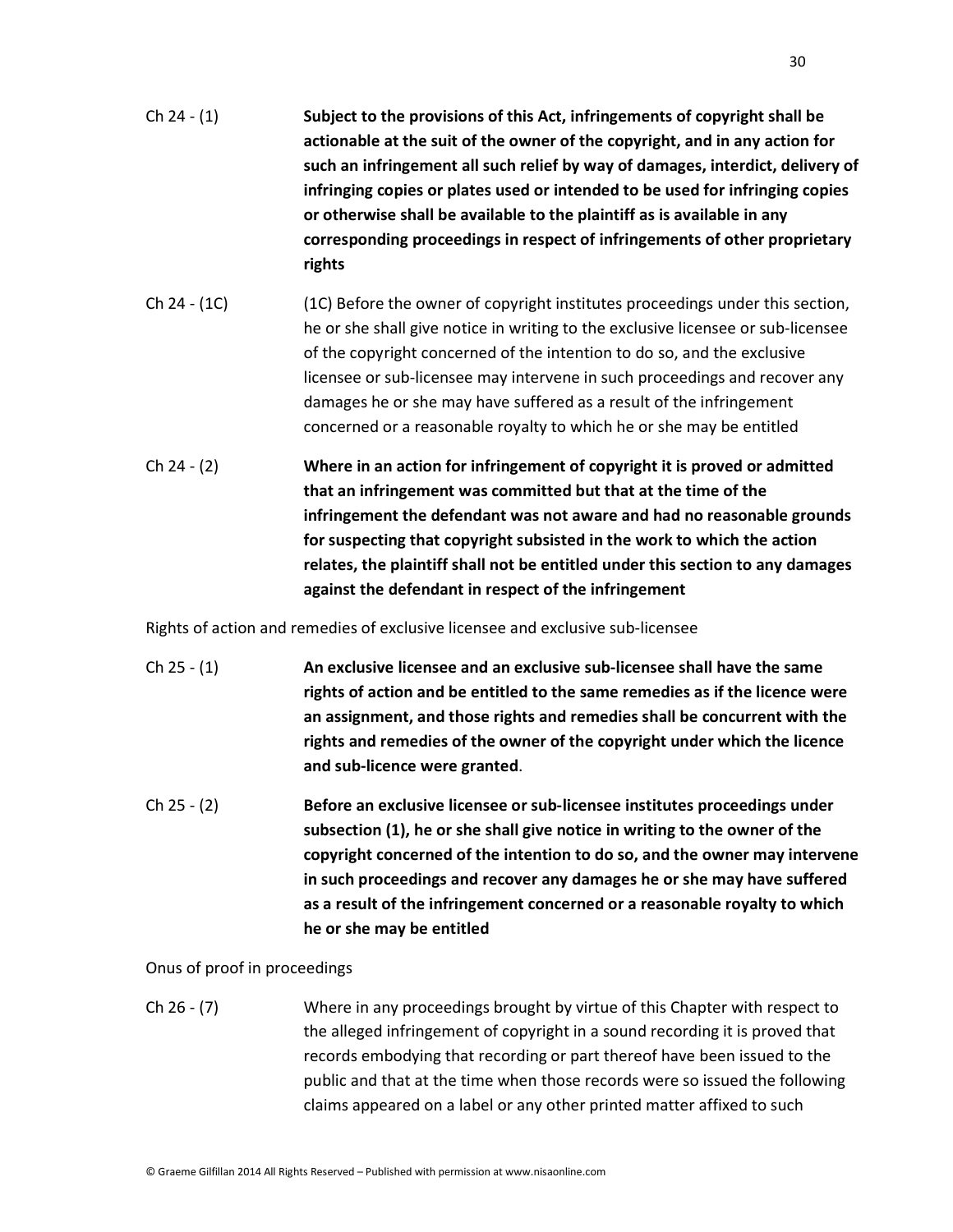Ch 24 - (1) **Subject to the provisions of this Act, infringements of copyright shall be actionable at the suit of the owner of the copyright, and in any action for such an infringement all such relief by way of damages, interdict, delivery of infringing copies or plates used or intended to be used for infringing copies or otherwise shall be available to the plaintiff as is available in any corresponding proceedings in respect of infringements of other proprietary rights**

Ch 24 - (1C) (1C) Before the owner of copyright institutes proceedings under this section, he or she shall give notice in writing to the exclusive licensee or sub-licensee of the copyright concerned of the intention to do so, and the exclusive licensee or sub-licensee may intervene in such proceedings and recover any damages he or she may have suffered as a result of the infringement concerned or a reasonable royalty to which he or she may be entitled

Ch 24 - (2) **Where in an action for infringement of copyright it is proved or admitted that an infringement was committed but that at the time of the infringement the defendant was not aware and had no reasonable grounds for suspecting that copyright subsisted in the work to which the action relates, the plaintiff shall not be entitled under this section to any damages against the defendant in respect of the infringement**

Rights of action and remedies of exclusive licensee and exclusive sub-licensee

Ch 25 - (1) **An exclusive licensee and an exclusive sub-licensee shall have the same rights of action and be entitled to the same remedies as if the licence were an assignment, and those rights and remedies shall be concurrent with the rights and remedies of the owner of the copyright under which the licence and sub-licence were granted**.

Ch 25 - (2) **Before an exclusive licensee or sub-licensee institutes proceedings under subsection (1), he or she shall give notice in writing to the owner of the copyright concerned of the intention to do so, and the owner may intervene in such proceedings and recover any damages he or she may have suffered as a result of the infringement concerned or a reasonable royalty to which he or she may be entitled**

Onus of proof in proceedings

Ch 26 - (7) Where in any proceedings brought by virtue of this Chapter with respect to the alleged infringement of copyright in a sound recording it is proved that records embodying that recording or part thereof have been issued to the public and that at the time when those records were so issued the following claims appeared on a label or any other printed matter affixed to such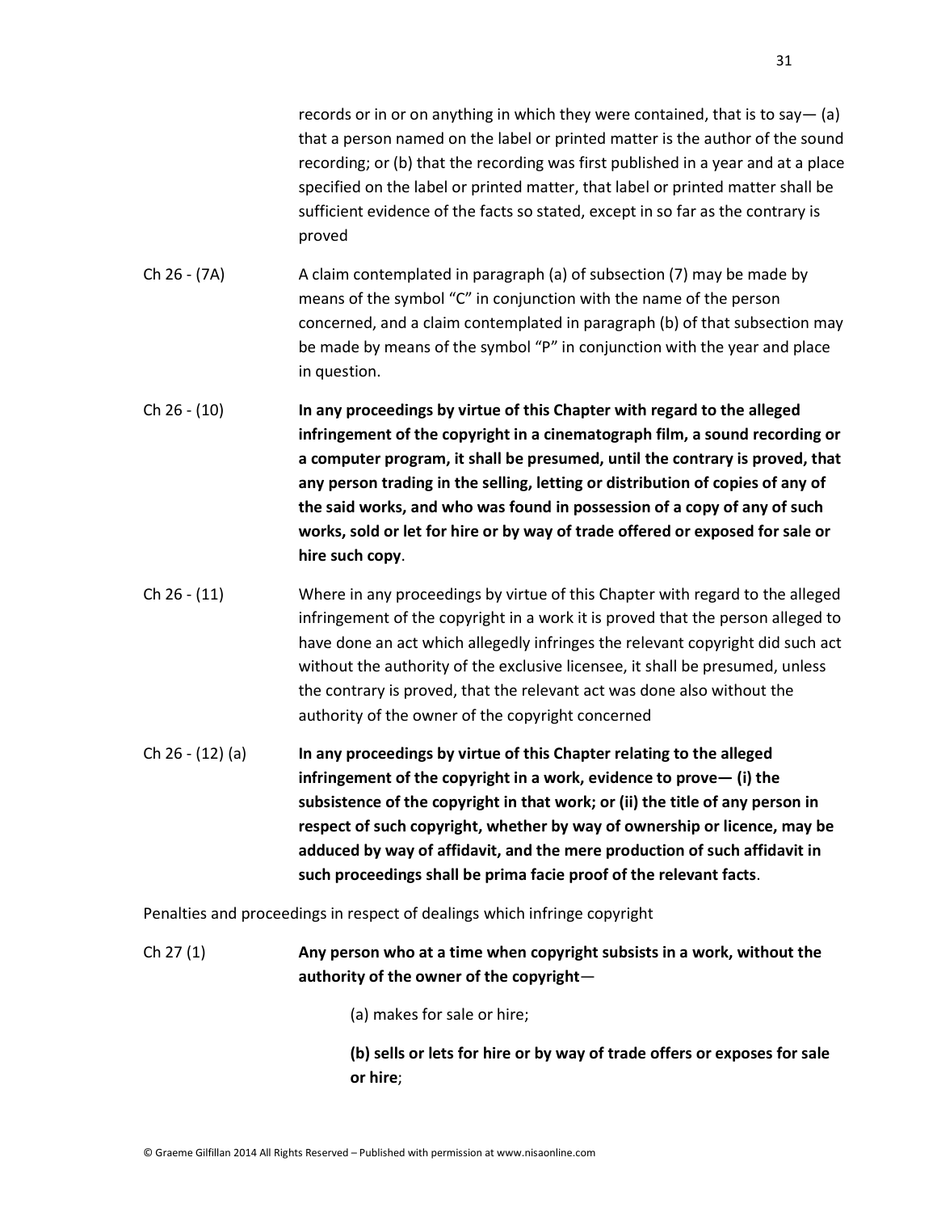records or in or on anything in which they were contained, that is to say— (a) that a person named on the label or printed matter is the author of the sound recording; or (b) that the recording was first published in a year and at a place specified on the label or printed matter, that label or printed matter shall be sufficient evidence of the facts so stated, except in so far as the contrary is proved

Ch 26 - (7A) A claim contemplated in paragraph (a) of subsection (7) may be made by means of the symbol "C" in conjunction with the name of the person concerned, and a claim contemplated in paragraph (b) of that subsection may be made by means of the symbol "P" in conjunction with the year and place in question.

Ch 26 - (10) **In any proceedings by virtue of this Chapter with regard to the alleged infringement of the copyright in a cinematograph film, a sound recording or a computer program, it shall be presumed, until the contrary is proved, that any person trading in the selling, letting or distribution of copies of any of the said works, and who was found in possession of a copy of any of such works, sold or let for hire or by way of trade offered or exposed for sale or hire such copy**.

Ch 26 - (11) Where in any proceedings by virtue of this Chapter with regard to the alleged infringement of the copyright in a work it is proved that the person alleged to have done an act which allegedly infringes the relevant copyright did such act without the authority of the exclusive licensee, it shall be presumed, unless the contrary is proved, that the relevant act was done also without the authority of the owner of the copyright concerned

Ch 26 - (12) (a) **In any proceedings by virtue of this Chapter relating to the alleged infringement of the copyright in a work, evidence to prove— (i) the subsistence of the copyright in that work; or (ii) the title of any person in respect of such copyright, whether by way of ownership or licence, may be adduced by way of affidavit, and the mere production of such affidavit in such proceedings shall be prima facie proof of the relevant facts**.

Penalties and proceedings in respect of dealings which infringe copyright

Ch 27 (1) **Any person who at a time when copyright subsists in a work, without the authority of the owner of the copyright**—

(a) makes for sale or hire;

**(b) sells or lets for hire or by way of trade offers or exposes for sale or hire**;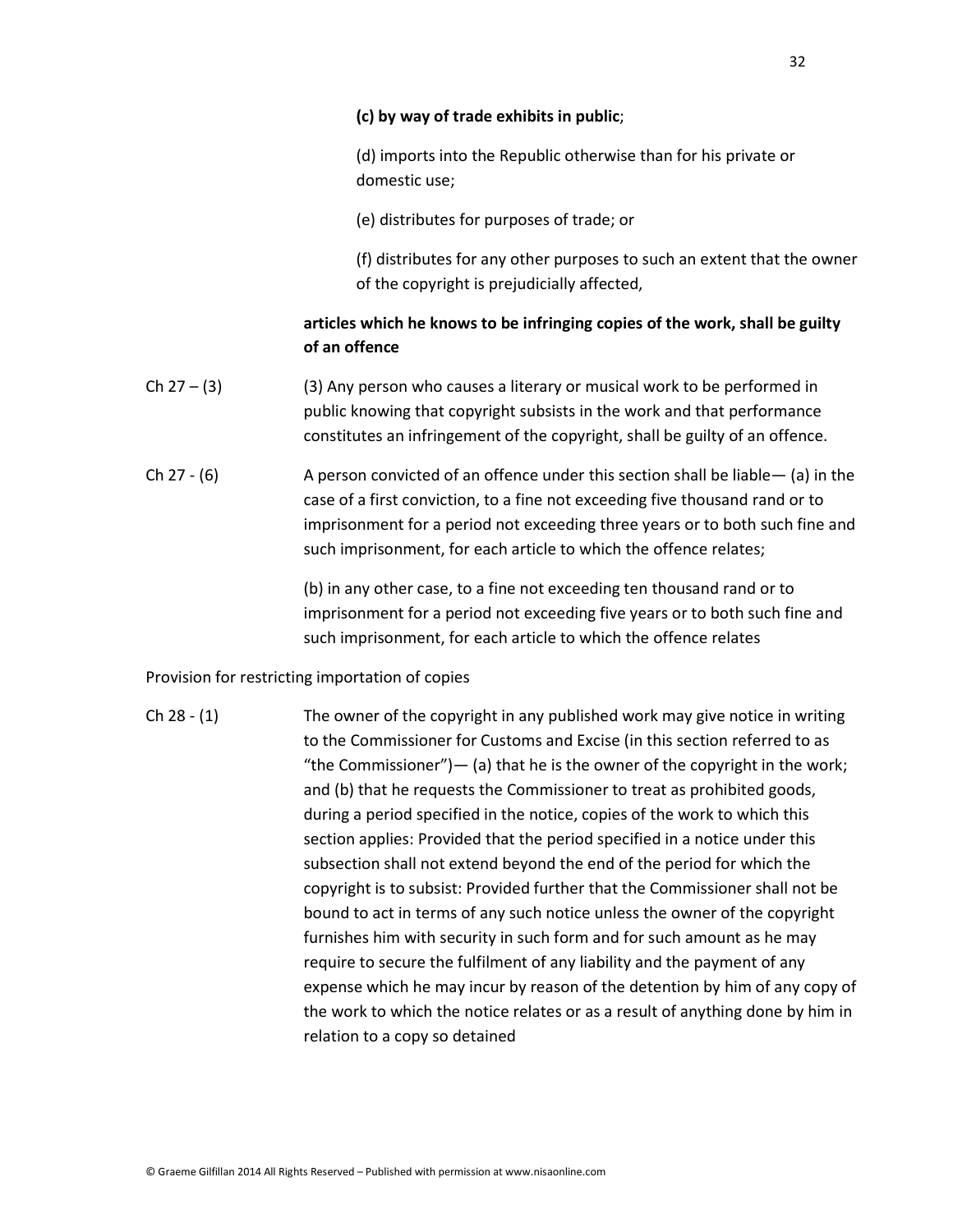**(c) by way of trade exhibits in public**;

(d) imports into the Republic otherwise than for his private or domestic use;

(e) distributes for purposes of trade; or

(f) distributes for any other purposes to such an extent that the owner of the copyright is prejudicially affected,

**articles which he knows to be infringing copies of the work, shall be guilty of an offence**

Ch 27 – (3) (3) Any person who causes a literary or musical work to be performed in public knowing that copyright subsists in the work and that performance constitutes an infringement of the copyright, shall be guilty of an offence.

Ch 27 - (6) A person convicted of an offence under this section shall be liable— (a) in the case of a first conviction, to a fine not exceeding five thousand rand or to imprisonment for a period not exceeding three years or to both such fine and such imprisonment, for each article to which the offence relates;

(b) in any other case, to a fine not exceeding ten thousand rand or to imprisonment for a period not exceeding five years or to both such fine and such imprisonment, for each article to which the offence relates

Provision for restricting importation of copies

Ch 28 - (1) The owner of the copyright in any published work may give notice in writing to the Commissioner for Customs and Excise (in this section referred to as "the Commissioner")— (a) that he is the owner of the copyright in the work; and (b) that he requests the Commissioner to treat as prohibited goods, during a period specified in the notice, copies of the work to which this section applies: Provided that the period specified in a notice under this subsection shall not extend beyond the end of the period for which the copyright is to subsist: Provided further that the Commissioner shall not be bound to act in terms of any such notice unless the owner of the copyright furnishes him with security in such form and for such amount as he may require to secure the fulfilment of any liability and the payment of any expense which he may incur by reason of the detention by him of any copy of the work to which the notice relates or as a result of anything done by him in relation to a copy so detained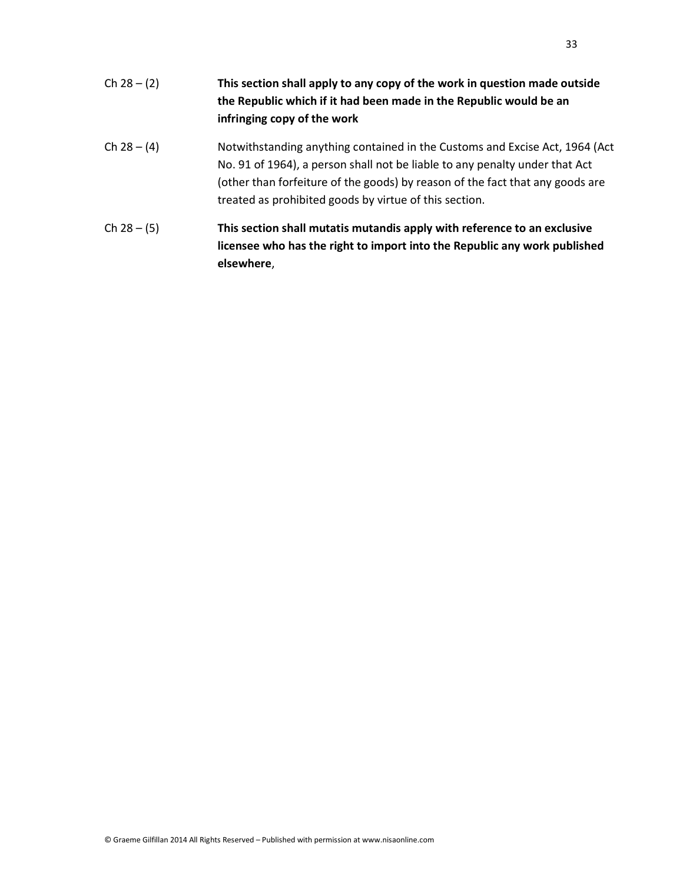Ch 28 – (2) **This section shall apply to any copy of the work in question made outside the Republic which if it had been made in the Republic would be an infringing copy of the work**

Ch 28 – (4) Notwithstanding anything contained in the Customs and Excise Act, 1964 (Act No. 91 of 1964), a person shall not be liable to any penalty under that Act (other than forfeiture of the goods) by reason of the fact that any goods are treated as prohibited goods by virtue of this section.

Ch 28 – (5) **This section shall mutatis mutandis apply with reference to an exclusive licensee who has the right to import into the Republic any work published elsewhere**,

© Graeme Gilfillan 2014 All Rights Reserved – Published with permission at www.nisaonline.com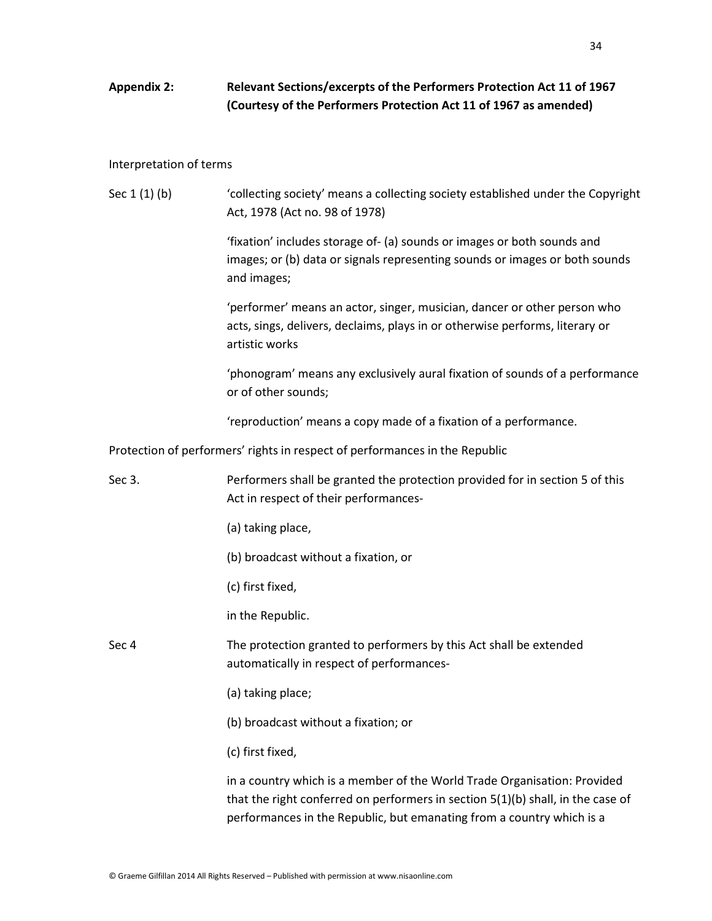## Appendix 2: Relevant Sections/excerpts of the Performers Protection Act 11 of 1967 (Courtesy of the Performers Protection Act 11 of 1967 as amended)

Interpretation of terms

**Sec 1 (1) (b)**

'collecting society' means a collecting society established under the Copyright Act, 1978 (Act no. 98 of 1978)

'fixation' includes storage of- (a) sounds or images or both sounds and images; or (b) data or signals representing sounds or images or both sounds and images;

'performer' means an actor, singer, musician, dancer or other person who acts, sings, delivers, declaims, plays in or otherwise performs, literary or artistic works

'phonogram' means any exclusively aural fixation of sounds of a performance or of other sounds;

'reproduction' means a copy made of a fixation of a performance.

Protection of performers' rights in respect of performances in the Republic

**Sec 3.**

Performers shall be granted the protection provided for in section 5 of this Act in respect of their performances-

(a) taking place,

(b) broadcast without a fixation, or

(c) first fixed,

in the Republic.

**Sec 4**

The protection granted to performers by this Act shall be extended automatically in respect of performances-

(a) taking place;

(b) broadcast without a fixation; or

(c) first fixed,

in a country which is a member of the World Trade Organisation: Provided that the right conferred on performers in section 5(1)(b) shall, in the case of performances in the Republic, but emanating from a country which is a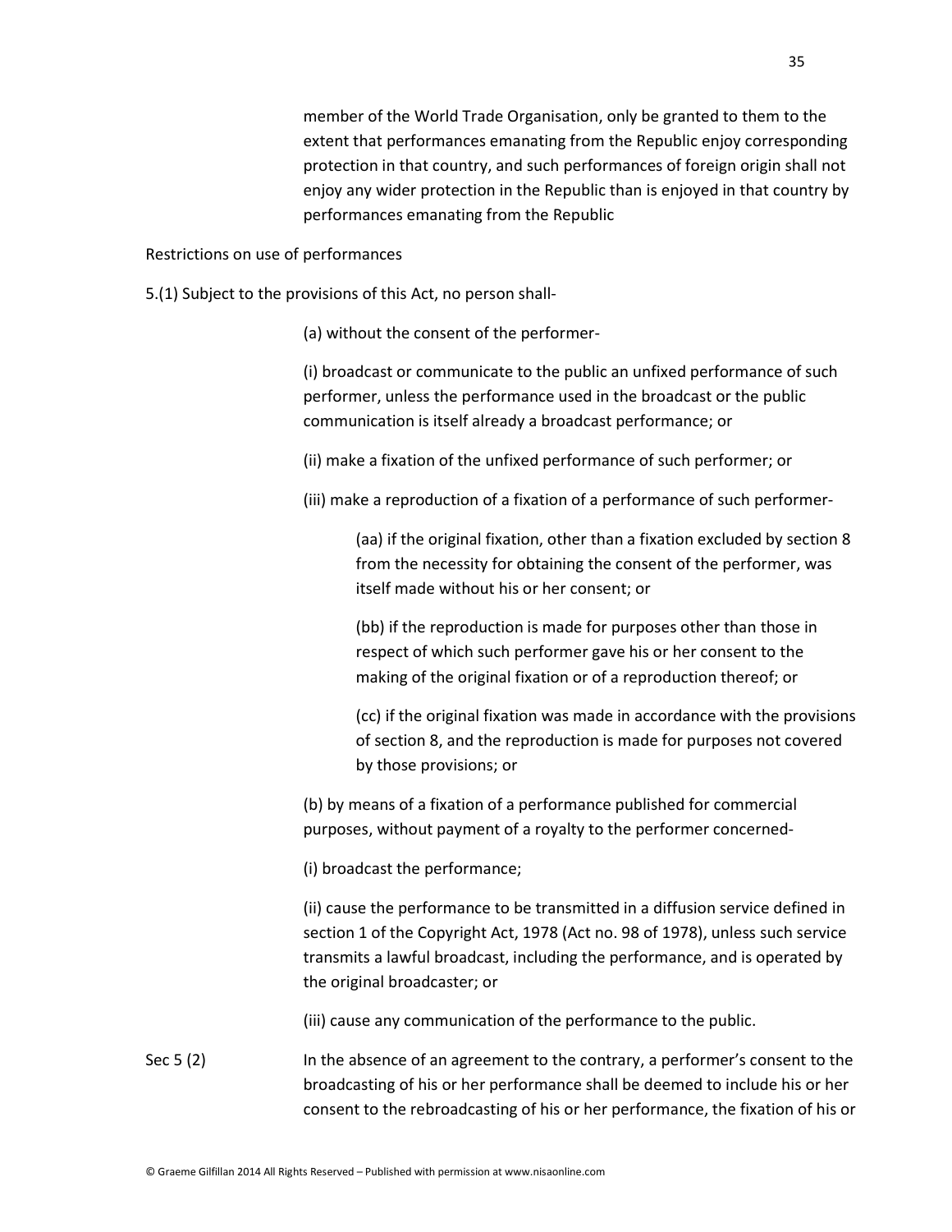member of the World Trade Organisation, only be granted to them to the extent that performances emanating from the Republic enjoy corresponding protection in that country, and such performances of foreign origin shall not enjoy any wider protection in the Republic than is enjoyed in that country by performances emanating from the Republic

Restrictions on use of performances

5.(1) Subject to the provisions of this Act, no person shall-

(a) without the consent of the performer-

(i) broadcast or communicate to the public an unfixed performance of such performer, unless the performance used in the broadcast or the public communication is itself already a broadcast performance; or

(ii) make a fixation of the unfixed performance of such performer; or

(iii) make a reproduction of a fixation of a performance of such performer-

(aa) if the original fixation, other than a fixation excluded by section 8 from the necessity for obtaining the consent of the performer, was itself made without his or her consent; or

(bb) if the reproduction is made for purposes other than those in respect of which such performer gave his or her consent to the making of the original fixation or of a reproduction thereof; or

(cc) if the original fixation was made in accordance with the provisions of section 8, and the reproduction is made for purposes not covered by those provisions; or

(b) by means of a fixation of a performance published for commercial purposes, without payment of a royalty to the performer concerned-

(i) broadcast the performance;

(ii) cause the performance to be transmitted in a diffusion service defined in section 1 of the Copyright Act, 1978 (Act no. 98 of 1978), unless such service transmits a lawful broadcast, including the performance, and is operated by the original broadcaster; or

(iii) cause any communication of the performance to the public.

Sec 5 (2) In the absence of an agreement to the contrary, a performer's consent to the broadcasting of his or her performance shall be deemed to include his or her consent to the rebroadcasting of his or her performance, the fixation of his or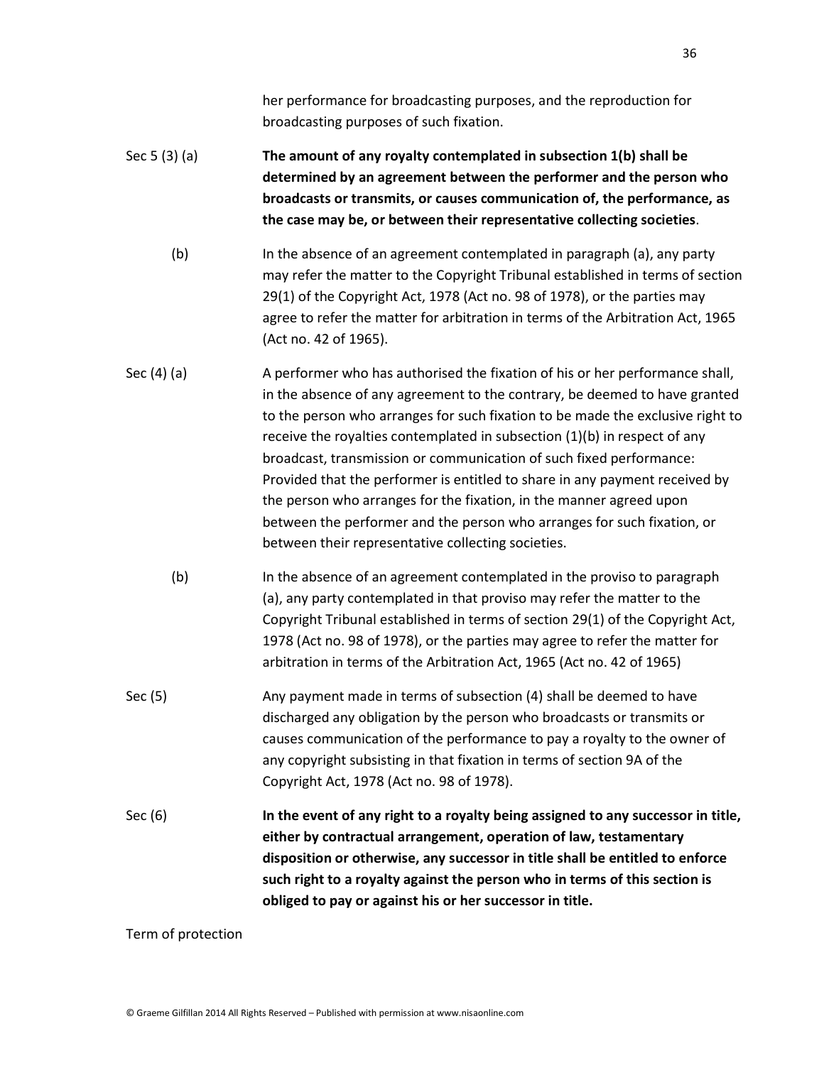her performance for broadcasting purposes, and the reproduction for broadcasting purposes of such fixation.

Sec 5 (3) (a) **The amount of any royalty contemplated in subsection 1(b) shall be determined by an agreement between the performer and the person who broadcasts or transmits, or causes communication of, the performance, as the case may be, or between their representative collecting societies**.

(b) In the absence of an agreement contemplated in paragraph (a), any party may refer the matter to the Copyright Tribunal established in terms of section 29(1) of the Copyright Act, 1978 (Act no. 98 of 1978), or the parties may agree to refer the matter for arbitration in terms of the Arbitration Act, 1965 (Act no. 42 of 1965).

Sec (4) (a) A performer who has authorised the fixation of his or her performance shall, in the absence of any agreement to the contrary, be deemed to have granted to the person who arranges for such fixation to be made the exclusive right to receive the royalties contemplated in subsection (1)(b) in respect of any broadcast, transmission or communication of such fixed performance: Provided that the performer is entitled to share in any payment received by the person who arranges for the fixation, in the manner agreed upon between the performer and the person who arranges for such fixation, or between their representative collecting societies.

(b) In the absence of an agreement contemplated in the proviso to paragraph (a), any party contemplated in that proviso may refer the matter to the Copyright Tribunal established in terms of section 29(1) of the Copyright Act, 1978 (Act no. 98 of 1978), or the parties may agree to refer the matter for arbitration in terms of the Arbitration Act, 1965 (Act no. 42 of 1965)

Sec (5) Any payment made in terms of subsection (4) shall be deemed to have discharged any obligation by the person who broadcasts or transmits or causes communication of the performance to pay a royalty to the owner of any copyright subsisting in that fixation in terms of section 9A of the Copyright Act, 1978 (Act no. 98 of 1978).

Sec (6) **In the event of any right to a royalty being assigned to any successor in title, either by contractual arrangement, operation of law, testamentary disposition or otherwise, any successor in title shall be entitled to enforce such right to a royalty against the person who in terms of this section is obliged to pay or against his or her successor in title.**

Term of protection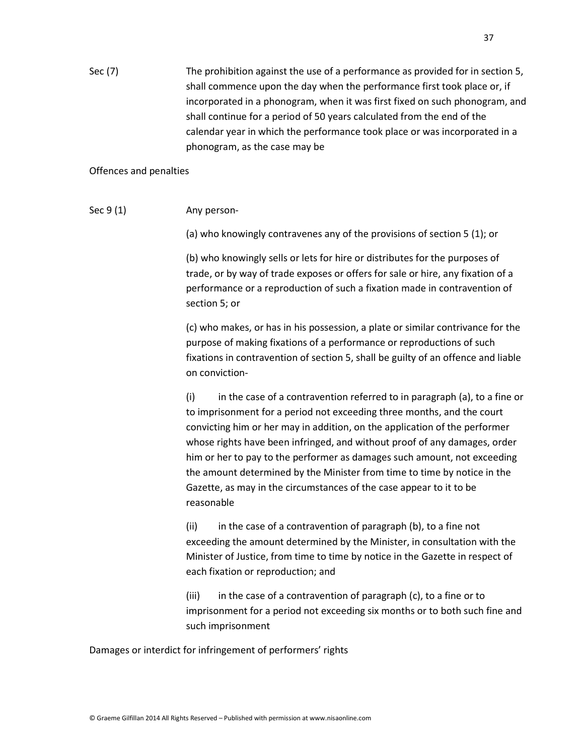Sec (7) The prohibition against the use of a performance as provided for in section 5, shall commence upon the day when the performance first took place or, if incorporated in a phonogram, when it was first fixed on such phonogram, and shall continue for a period of 50 years calculated from the end of the calendar year in which the performance took place or was incorporated in a phonogram, as the case may be

Offences and penalties

Sec 9 (1) Any person-

(a) who knowingly contravenes any of the provisions of section 5 (1); or

(b) who knowingly sells or lets for hire or distributes for the purposes of trade, or by way of trade exposes or offers for sale or hire, any fixation of a performance or a reproduction of such a fixation made in contravention of section 5; or

(c) who makes, or has in his possession, a plate or similar contrivance for the purpose of making fixations of a performance or reproductions of such fixations in contravention of section 5, shall be guilty of an offence and liable on conviction-

(i) in the case of a contravention referred to in paragraph (a), to a fine or to imprisonment for a period not exceeding three months, and the court convicting him or her may in addition, on the application of the performer whose rights have been infringed, and without proof of any damages, order him or her to pay to the performer as damages such amount, not exceeding the amount determined by the Minister from time to time by notice in the Gazette, as may in the circumstances of the case appear to it to be reasonable

(ii) in the case of a contravention of paragraph (b), to a fine not exceeding the amount determined by the Minister, in consultation with the Minister of Justice, from time to time by notice in the Gazette in respect of each fixation or reproduction; and

(iii) in the case of a contravention of paragraph (c), to a fine or to imprisonment for a period not exceeding six months or to both such fine and such imprisonment

Damages or interdict for infringement of performers' rights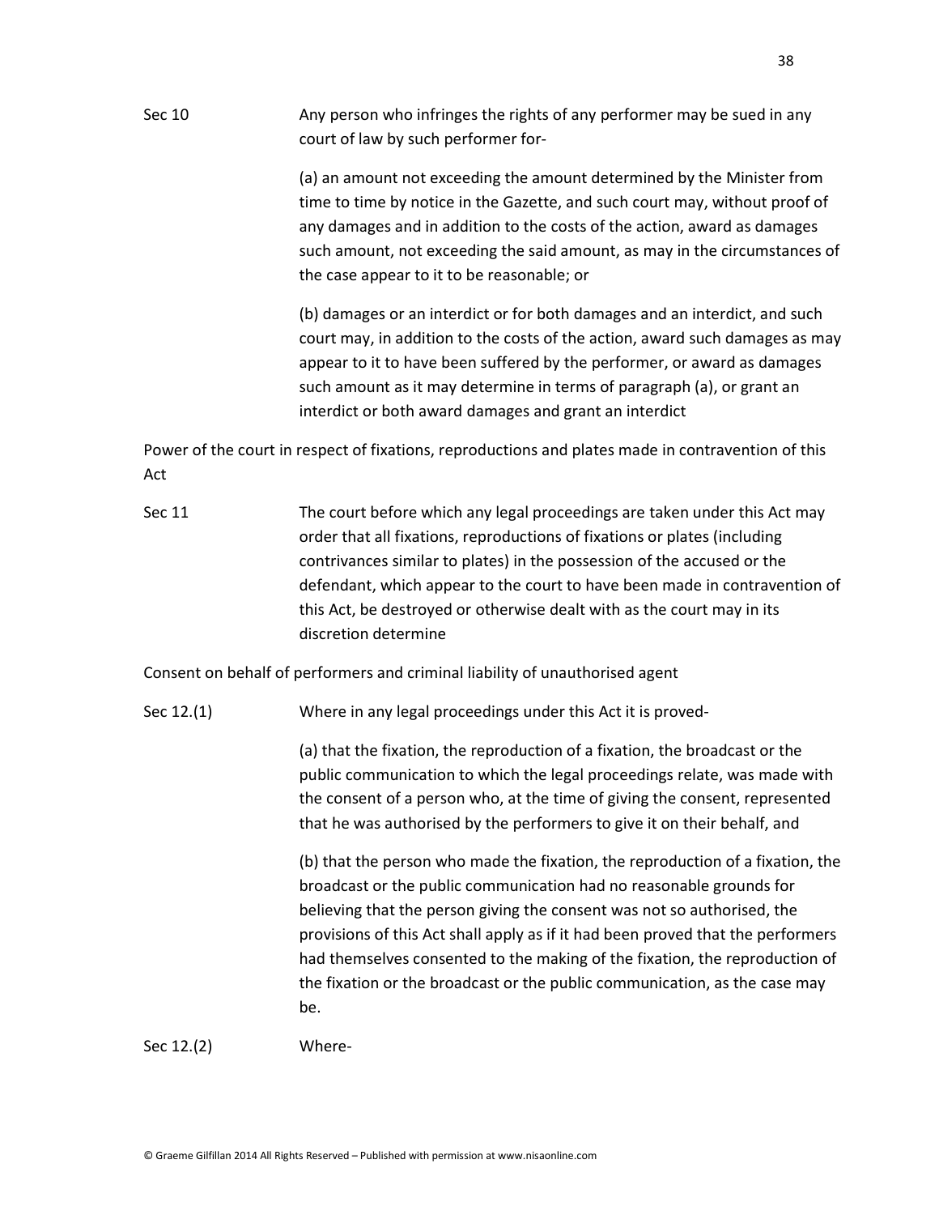Sec 10 Any person who infringes the rights of any performer may be sued in any court of law by such performer for-

(a) an amount not exceeding the amount determined by the Minister from time to time by notice in the Gazette, and such court may, without proof of any damages and in addition to the costs of the action, award as damages such amount, not exceeding the said amount, as may in the circumstances of the case appear to it to be reasonable; or

(b) damages or an interdict or for both damages and an interdict, and such court may, in addition to the costs of the action, award such damages as may appear to it to have been suffered by the performer, or award as damages such amount as it may determine in terms of paragraph (a), or grant an interdict or both award damages and grant an interdict

Power of the court in respect of fixations, reproductions and plates made in contravention of this Act

Sec 11 The court before which any legal proceedings are taken under this Act may order that all fixations, reproductions of fixations or plates (including contrivances similar to plates) in the possession of the accused or the defendant, which appear to the court to have been made in contravention of this Act, be destroyed or otherwise dealt with as the court may in its discretion determine

Consent on behalf of performers and criminal liability of unauthorised agent

Sec 12.(1) Where in any legal proceedings under this Act it is proved-

(a) that the fixation, the reproduction of a fixation, the broadcast or the public communication to which the legal proceedings relate, was made with the consent of a person who, at the time of giving the consent, represented that he was authorised by the performers to give it on their behalf, and

(b) that the person who made the fixation, the reproduction of a fixation, the broadcast or the public communication had no reasonable grounds for believing that the person giving the consent was not so authorised, the provisions of this Act shall apply as if it had been proved that the performers had themselves consented to the making of the fixation, the reproduction of the fixation or the broadcast or the public communication, as the case may be.

Sec 12.(2) Where-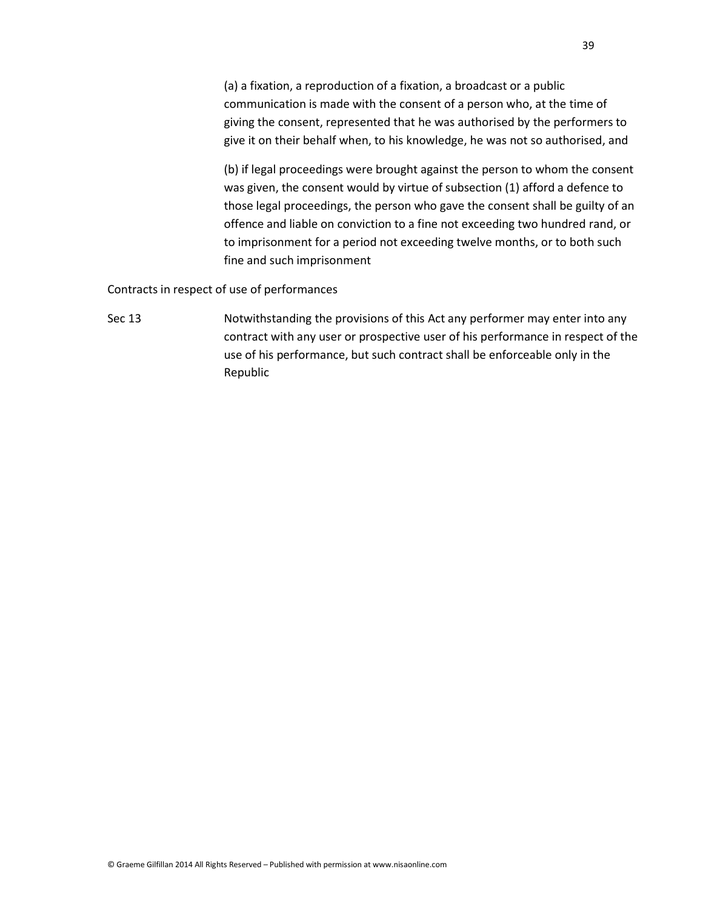(a) a fixation, a reproduction of a fixation, a broadcast or a public communication is made with the consent of a person who, at the time of giving the consent, represented that he was authorised by the performers to give it on their behalf when, to his knowledge, he was not so authorised, and

(b) if legal proceedings were brought against the person to whom the consent was given, the consent would by virtue of subsection (1) afford a defence to those legal proceedings, the person who gave the consent shall be guilty of an offence and liable on conviction to a fine not exceeding two hundred rand, or to imprisonment for a period not exceeding twelve months, or to both such fine and such imprisonment

Contracts in respect of use of performances

Sec 13 Notwithstanding the provisions of this Act any performer may enter into any contract with any user or prospective user of his performance in respect of the use of his performance, but such contract shall be enforceable only in the Republic

© Graeme Gilfillan 2014 All Rights Reserved – Published with permission at www.nisaonline.com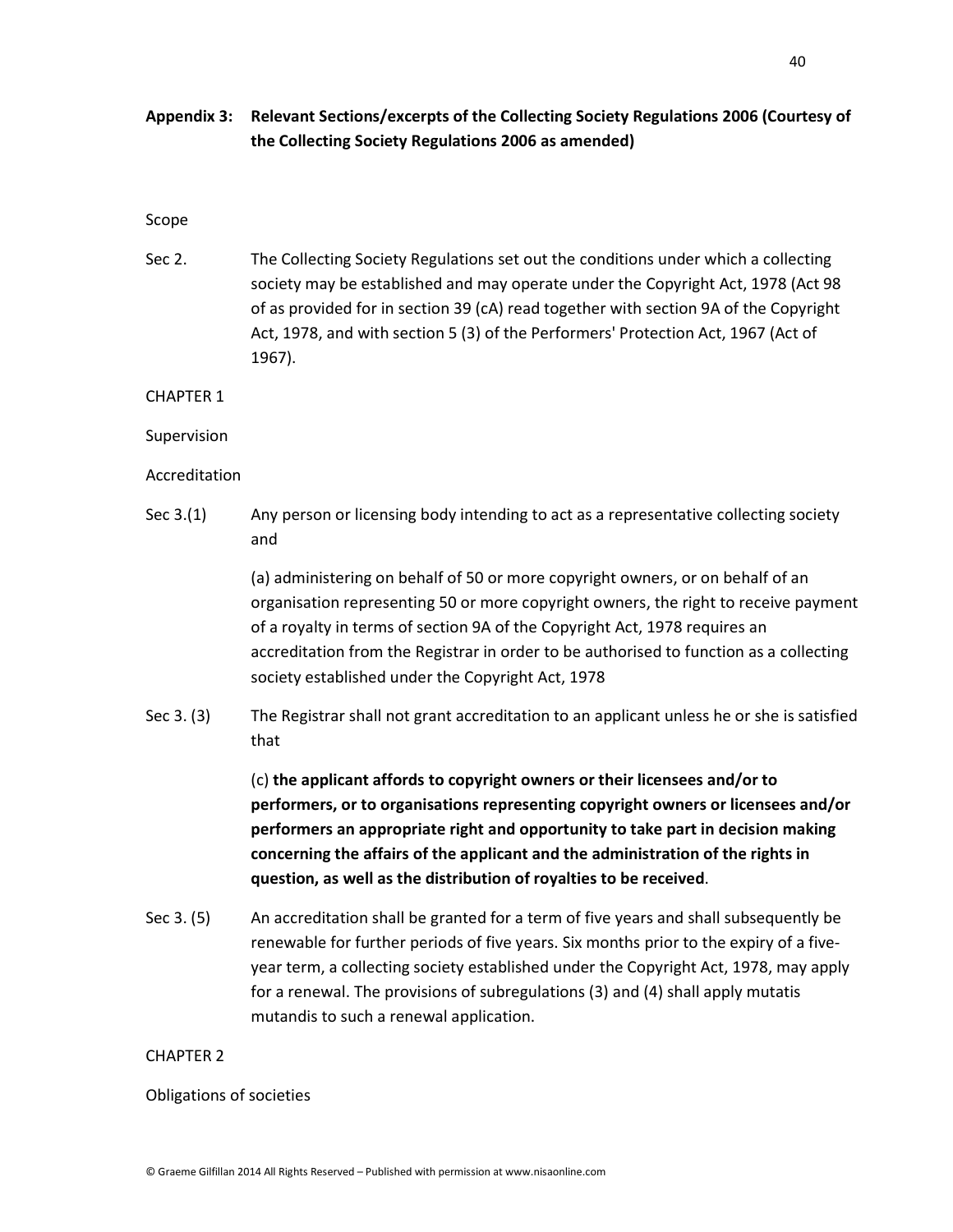## Appendix 3: Relevant Sections/excerpts of the Collecting Society Regulations 2006 (Courtesy of the Collecting Society Regulations 2006 as amended)

Scope

Sec 2. The Collecting Society Regulations set out the conditions under which a collecting society may be established and may operate under the Copyright Act, 1978 (Act 98 of as provided for in section 39 (cA) read together with section 9A of the Copyright Act, 1978, and with section 5 (3) of the Performers' Protection Act, 1967 (Act of 1967).

CHAPTER 1

Supervision

Accreditation

Sec 3.(1) Any person or licensing body intending to act as a representative collecting society and

(a) administering on behalf of 50 or more copyright owners, or on behalf of an organisation representing 50 or more copyright owners, the right to receive payment of a royalty in terms of section 9A of the Copyright Act, 1978 requires an accreditation from the Registrar in order to be authorised to function as a collecting society established under the Copyright Act, 1978

Sec 3. (3) The Registrar shall not grant accreditation to an applicant unless he or she is satisfied that

(c) **the applicant affords to copyright owners or their licensees and/or to performers, or to organisations representing copyright owners or licensees and/or performers an appropriate right and opportunity to take part in decision making concerning the affairs of the applicant and the administration of the rights in question, as well as the distribution of royalties to be received**.

Sec 3. (5) An accreditation shall be granted for a term of five years and shall subsequently be renewable for further periods of five years. Six months prior to the expiry of a five-year term, a collecting society established under the Copyright Act, 1978, may apply for a renewal. The provisions of subregulations (3) and (4) shall apply mutatis mutandis to such a renewal application.

CHAPTER 2

Obligations of societies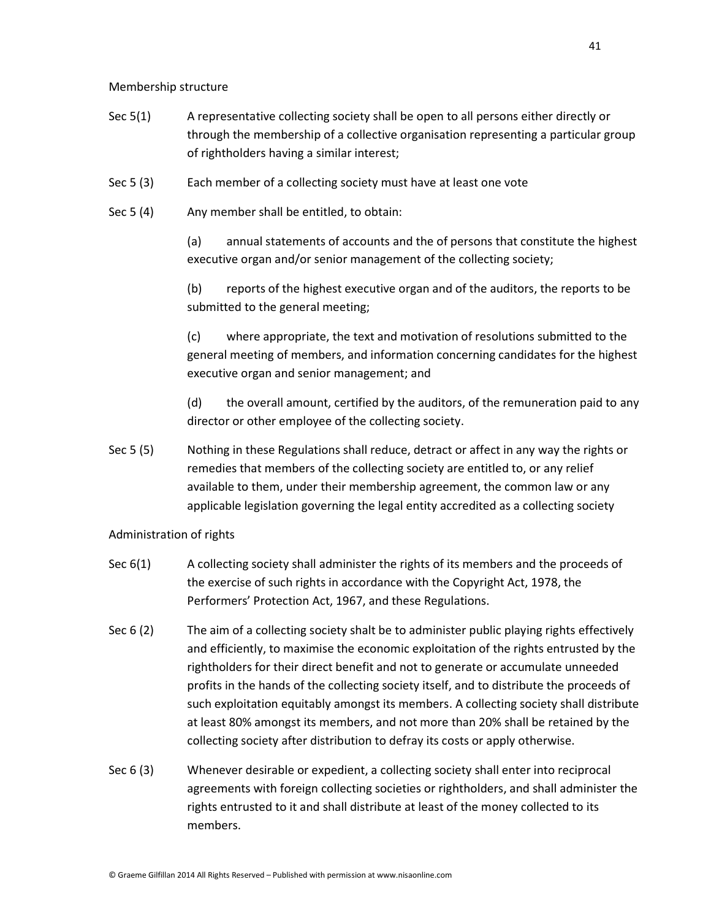Membership structure

Sec 5(1) A representative collecting society shall be open to all persons either directly or through the membership of a collective organisation representing a particular group of rightholders having a similar interest;

Sec 5 (3) Each member of a collecting society must have at least one vote

Sec 5 (4) Any member shall be entitled, to obtain:

(a) annual statements of accounts and the of persons that constitute the highest executive organ and/or senior management of the collecting society;

(b) reports of the highest executive organ and of the auditors, the reports to be submitted to the general meeting;

(c) where appropriate, the text and motivation of resolutions submitted to the general meeting of members, and information concerning candidates for the highest executive organ and senior management; and

(d) the overall amount, certified by the auditors, of the remuneration paid to any director or other employee of the collecting society.

Sec 5 (5) Nothing in these Regulations shall reduce, detract or affect in any way the rights or remedies that members of the collecting society are entitled to, or any relief available to them, under their membership agreement, the common law or any applicable legislation governing the legal entity accredited as a collecting society

Administration of rights

Sec 6(1) A collecting society shall administer the rights of its members and the proceeds of the exercise of such rights in accordance with the Copyright Act, 1978, the Performers' Protection Act, 1967, and these Regulations.

Sec 6 (2) The aim of a collecting society shalt be to administer public playing rights effectively and efficiently, to maximise the economic exploitation of the rights entrusted by the rightholders for their direct benefit and not to generate or accumulate unneeded profits in the hands of the collecting society itself, and to distribute the proceeds of such exploitation equitably amongst its members. A collecting society shall distribute at least 80% amongst its members, and not more than 20% shall be retained by the collecting society after distribution to defray its costs or apply otherwise.

Sec 6 (3) Whenever desirable or expedient, a collecting society shall enter into reciprocal agreements with foreign collecting societies or rightholders, and shall administer the rights entrusted to it and shall distribute at least of the money collected to its members.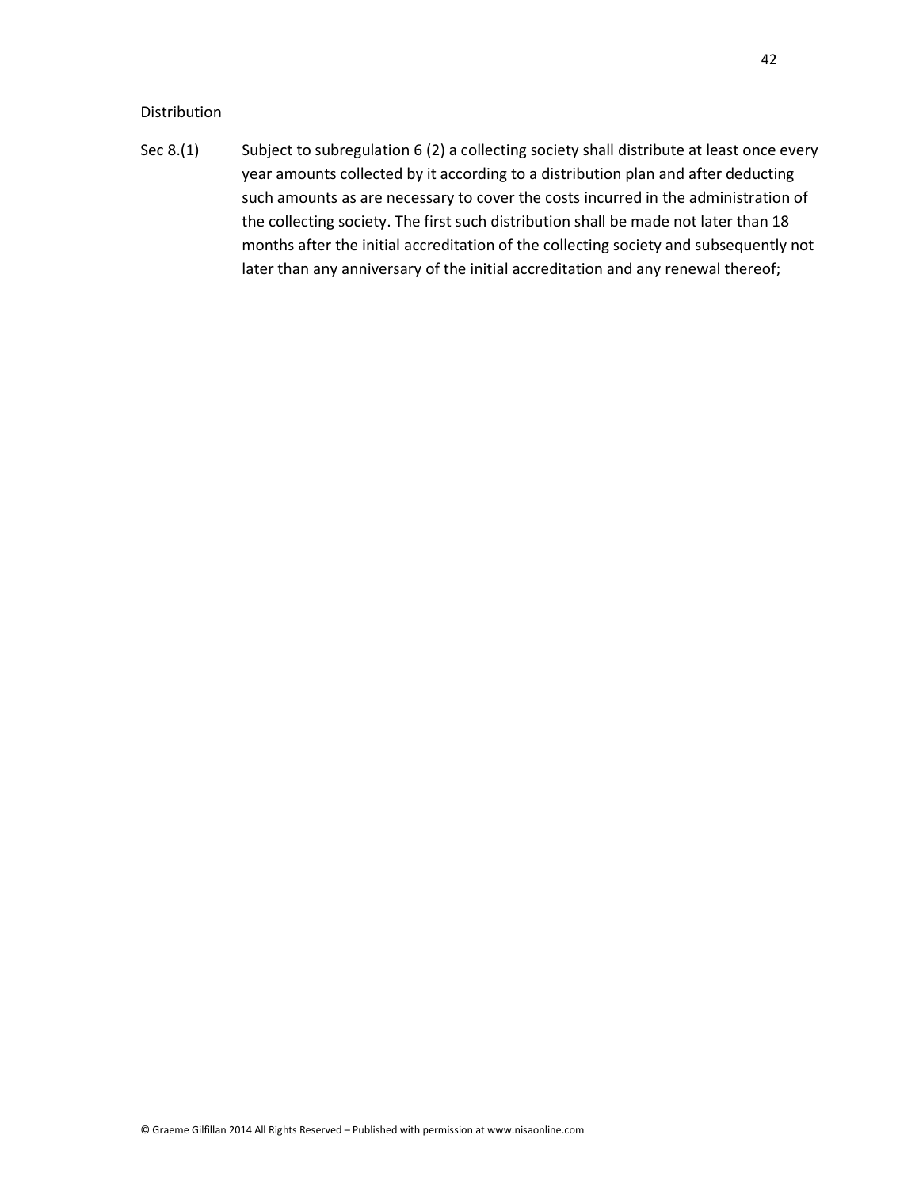Distribution

Sec 8.(1) Subject to subregulation 6 (2) a collecting society shall distribute at least once every year amounts collected by it according to a distribution plan and after deducting such amounts as are necessary to cover the costs incurred in the administration of the collecting society. The first such distribution shall be made not later than 18 months after the initial accreditation of the collecting society and subsequently not later than any anniversary of the initial accreditation and any renewal thereof;